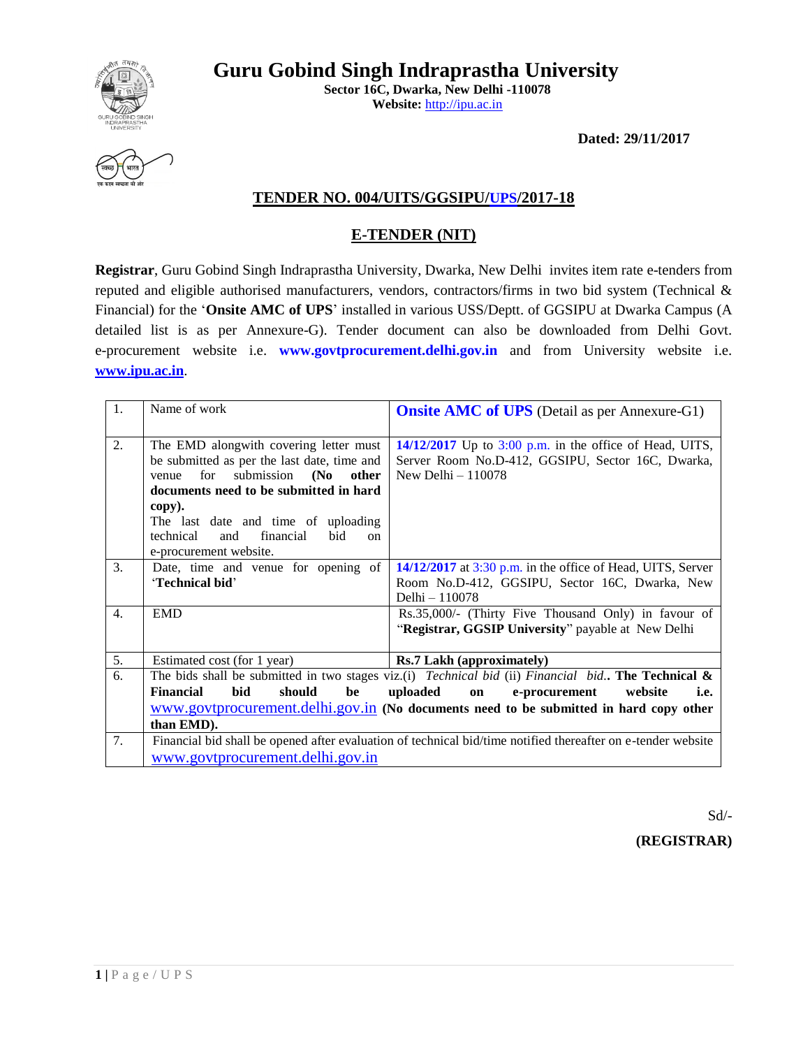# Guru Gobind Singh Indraprastha University

**Sector 16C, Dwarka, New Delhi -110078**
**Website:** http://ipu.ac.in

**Dated: 29/11/2017**

## TENDER NO. 004/UITS/GGSIPU/UPS/2017-18

## E-TENDER (NIT)

**Registrar**, Guru Gobind Singh Indraprastha University, Dwarka, New Delhi invites item rate e-tenders from reputed and eligible authorised manufacturers, vendors, contractors/firms in two bid system (Technical & Financial) for the '**Onsite AMC of UPS**' installed in various USS/Deptt. of GGSIPU at Dwarka Campus (A detailed list is as per Annexure-G). Tender document can also be downloaded from Delhi Govt. e-procurement website i.e. **www.govtprocurement.delhi.gov.in** and from University website i.e. **www.ipu.ac.in**.

| | | |
|---|---|---|
| 1. | Name of work | **Onsite AMC of UPS** (Detail as per Annexure-G1) |
| 2. | The EMD alongwith covering letter must be submitted as per the last date, time and venue for submission **(No other documents need to be submitted in hard copy).** The last date and time of uploading technical and financial bid on e-procurement website. | **14/12/2017** Up to 3:00 p.m. in the office of Head, UITS, Server Room No.D-412, GGSIPU, Sector 16C, Dwarka, New Delhi – 110078 |
| 3. | Date, time and venue for opening of '**Technical bid**' | **14/12/2017** at 3:30 p.m. in the office of Head, UITS, Server Room No.D-412, GGSIPU, Sector 16C, Dwarka, New Delhi – 110078 |
| 4. | EMD | Rs.35,000/- (Thirty Five Thousand Only) in favour of "**Registrar, GGSIP University**" payable at New Delhi |
| 5. | Estimated cost (for 1 year) | **Rs.7 Lakh (approximately)** |
| 6. | The bids shall be submitted in two stages viz.(i) *Technical bid* (ii) *Financial bid*.. **The Technical & Financial bid should be uploaded on e-procurement website i.e.** www.govtprocurement.delhi.gov.in **(No documents need to be submitted in hard copy other than EMD).** | |
| 7. | Financial bid shall be opened after evaluation of technical bid/time notified thereafter on e-tender website www.govtprocurement.delhi.gov.in | |

Sd/-

**(REGISTRAR)**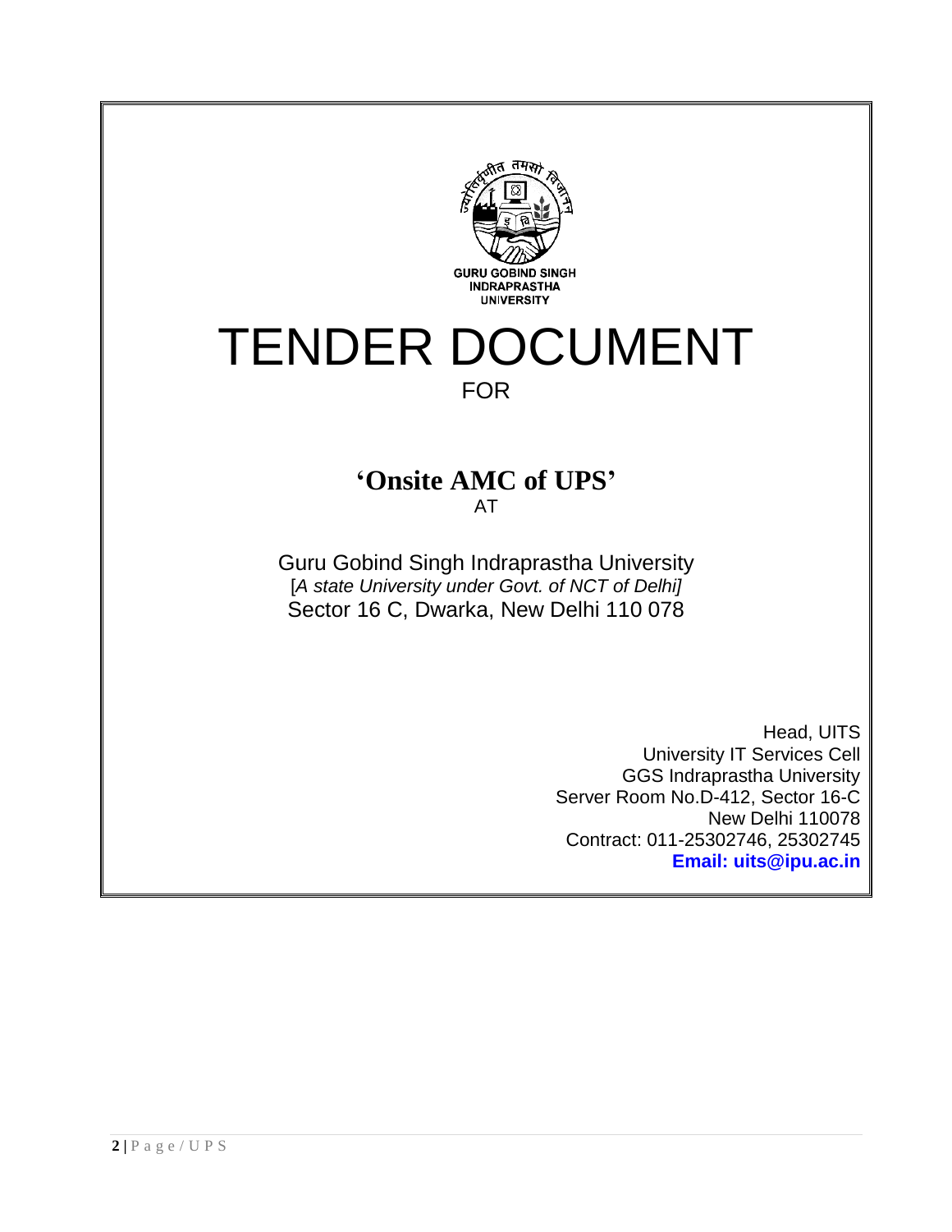GURU GOBIND SINGH
INDRAPRASTHA
UNIVERSITY

# TENDER DOCUMENT

FOR

## 'Onsite AMC of UPS'

AT

Guru Gobind Singh Indraprastha University
[*A state University under Govt. of NCT of Delhi]*
Sector 16 C, Dwarka, New Delhi 110 078

Head, UITS
University IT Services Cell
GGS Indraprastha University
Server Room No.D-412, Sector 16-C
New Delhi 110078
Contract: 011-25302746, 25302745
**Email: uits@ipu.ac.in**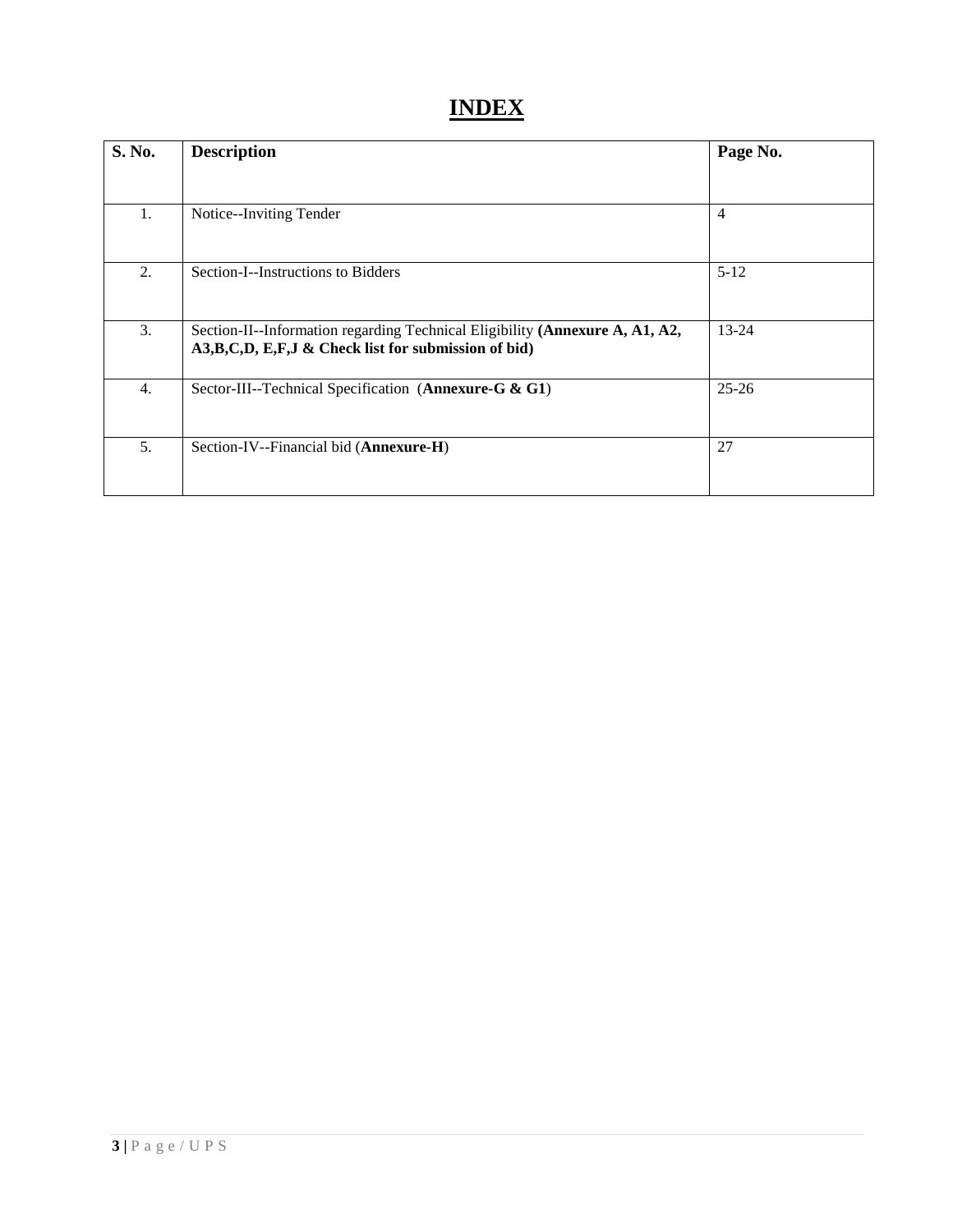# INDEX

| S. No. | Description | Page No. |
|---|---|---|
| 1. | Notice--Inviting Tender | 4 |
| 2. | Section-I--Instructions to Bidders | 5-12 |
| 3. | Section-II--Information regarding Technical Eligibility **(Annexure A, A1, A2, A3,B,C,D, E,F,J & Check list for submission of bid)** | 13-24 |
| 4. | Sector-III--Technical Specification (**Annexure-G & G1**) | 25-26 |
| 5. | Section-IV--Financial bid (**Annexure-H**) | 27 |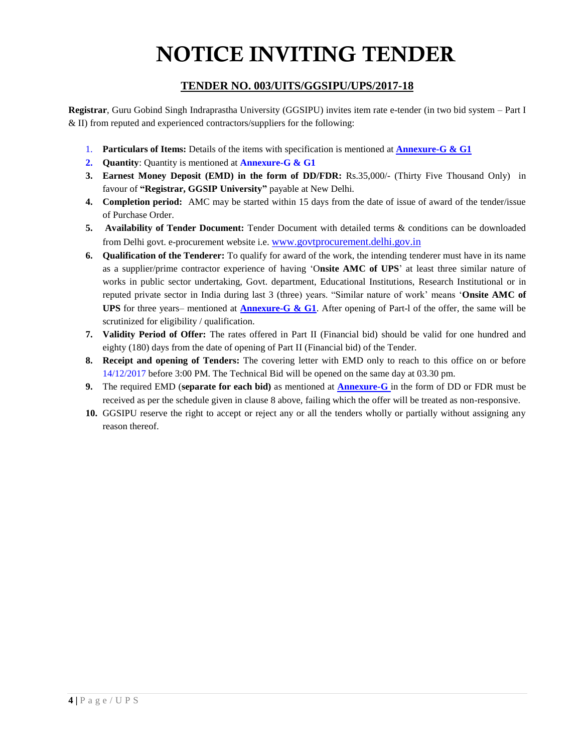# NOTICE INVITING TENDER

## TENDER NO. 003/UITS/GGSIPU/UPS/2017-18

**Registrar**, Guru Gobind Singh Indraprastha University (GGSIPU) invites item rate e-tender (in two bid system – Part I & II) from reputed and experienced contractors/suppliers for the following:

1. **Particulars of Items:** Details of the items with specification is mentioned at **Annexure-G & G1**
2. **Quantity**: Quantity is mentioned at **Annexure-G & G1**
3. **Earnest Money Deposit (EMD) in the form of DD/FDR:** Rs.35,000/- (Thirty Five Thousand Only) in favour of **"Registrar, GGSIP University"** payable at New Delhi.
4. **Completion period:** AMC may be started within 15 days from the date of issue of award of the tender/issue of Purchase Order.
5. **Availability of Tender Document:** Tender Document with detailed terms & conditions can be downloaded from Delhi govt. e-procurement website i.e. www.govtprocurement.delhi.gov.in
6. **Qualification of the Tenderer:** To qualify for award of the work, the intending tenderer must have in its name as a supplier/prime contractor experience of having 'O**nsite AMC of UPS**' at least three similar nature of works in public sector undertaking, Govt. department, Educational Institutions, Research Institutional or in reputed private sector in India during last 3 (three) years. "Similar nature of work' means '**Onsite AMC of UPS** for three years– mentioned at **Annexure-G & G1**. After opening of Part-l of the offer, the same will be scrutinized for eligibility / qualification.
7. **Validity Period of Offer:** The rates offered in Part II (Financial bid) should be valid for one hundred and eighty (180) days from the date of opening of Part II (Financial bid) of the Tender.
8. **Receipt and opening of Tenders:** The covering letter with EMD only to reach to this office on or before 14/12/2017 before 3:00 PM. The Technical Bid will be opened on the same day at 03.30 pm.
9. The required EMD (**separate for each bid)** as mentioned at **Annexure-G** in the form of DD or FDR must be received as per the schedule given in clause 8 above, failing which the offer will be treated as non-responsive.
10. GGSIPU reserve the right to accept or reject any or all the tenders wholly or partially without assigning any reason thereof.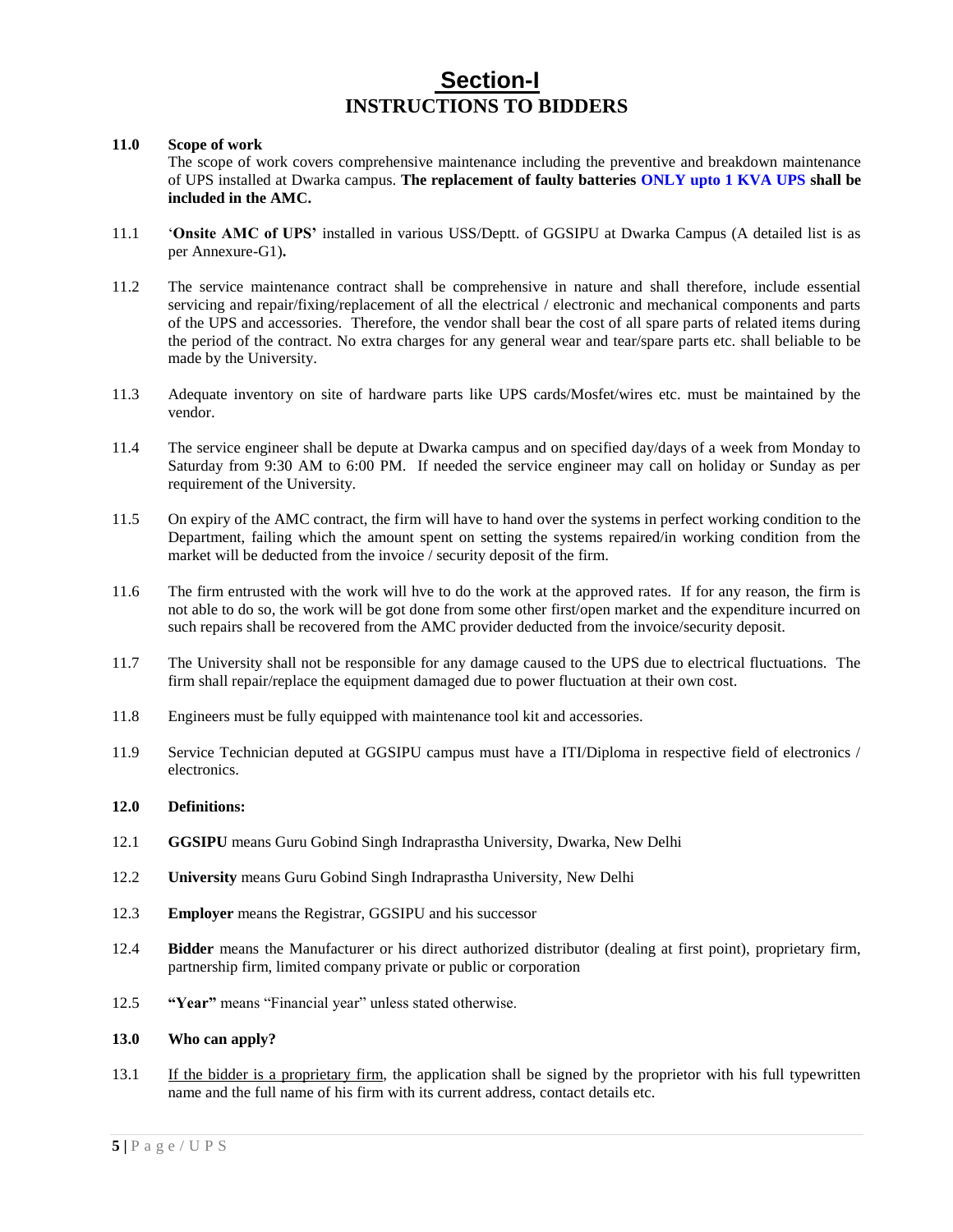# Section-I

## INSTRUCTIONS TO BIDDERS

**11.0 Scope of work**

The scope of work covers comprehensive maintenance including the preventive and breakdown maintenance of UPS installed at Dwarka campus. **The replacement of faulty batteries ONLY upto 1 KVA UPS shall be included in the AMC.**

11.1 '**Onsite AMC of UPS'** installed in various USS/Deptt. of GGSIPU at Dwarka Campus (A detailed list is as per Annexure-G1)**.**

11.2 The service maintenance contract shall be comprehensive in nature and shall therefore, include essential servicing and repair/fixing/replacement of all the electrical / electronic and mechanical components and parts of the UPS and accessories. Therefore, the vendor shall bear the cost of all spare parts of related items during the period of the contract. No extra charges for any general wear and tear/spare parts etc. shall beliable to be made by the University.

11.3 Adequate inventory on site of hardware parts like UPS cards/Mosfet/wires etc. must be maintained by the vendor.

11.4 The service engineer shall be depute at Dwarka campus and on specified day/days of a week from Monday to Saturday from 9:30 AM to 6:00 PM. If needed the service engineer may call on holiday or Sunday as per requirement of the University.

11.5 On expiry of the AMC contract, the firm will have to hand over the systems in perfect working condition to the Department, failing which the amount spent on setting the systems repaired/in working condition from the market will be deducted from the invoice / security deposit of the firm.

11.6 The firm entrusted with the work will hve to do the work at the approved rates. If for any reason, the firm is not able to do so, the work will be got done from some other first/open market and the expenditure incurred on such repairs shall be recovered from the AMC provider deducted from the invoice/security deposit.

11.7 The University shall not be responsible for any damage caused to the UPS due to electrical fluctuations. The firm shall repair/replace the equipment damaged due to power fluctuation at their own cost.

11.8 Engineers must be fully equipped with maintenance tool kit and accessories.

11.9 Service Technician deputed at GGSIPU campus must have a ITI/Diploma in respective field of electronics / electronics.

**12.0 Definitions:**

12.1 **GGSIPU** means Guru Gobind Singh Indraprastha University, Dwarka, New Delhi

12.2 **University** means Guru Gobind Singh Indraprastha University, New Delhi

12.3 **Employer** means the Registrar, GGSIPU and his successor

12.4 **Bidder** means the Manufacturer or his direct authorized distributor (dealing at first point), proprietary firm, partnership firm, limited company private or public or corporation

12.5 **"Year"** means "Financial year" unless stated otherwise.

**13.0 Who can apply?**

13.1 If the bidder is a proprietary firm, the application shall be signed by the proprietor with his full typewritten name and the full name of his firm with its current address, contact details etc.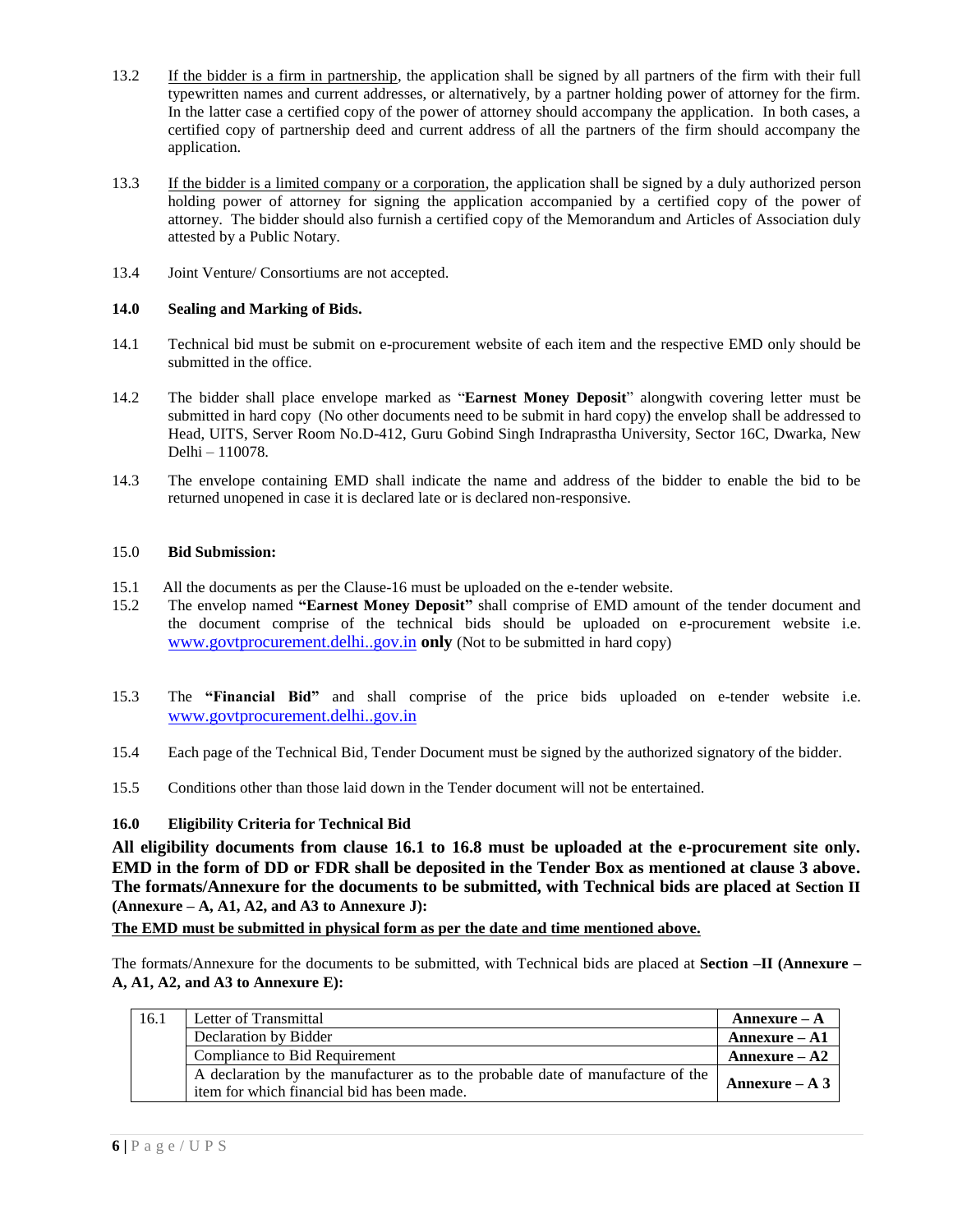13.2 <u>If the bidder is a firm in partnership</u>, the application shall be signed by all partners of the firm with their full typewritten names and current addresses, or alternatively, by a partner holding power of attorney for the firm. In the latter case a certified copy of the power of attorney should accompany the application. In both cases, a certified copy of partnership deed and current address of all the partners of the firm should accompany the application.

13.3 <u>If the bidder is a limited company or a corporation</u>, the application shall be signed by a duly authorized person holding power of attorney for signing the application accompanied by a certified copy of the power of attorney. The bidder should also furnish a certified copy of the Memorandum and Articles of Association duly attested by a Public Notary.

13.4 Joint Venture/ Consortiums are not accepted.

**14.0 Sealing and Marking of Bids.**

14.1 Technical bid must be submit on e-procurement website of each item and the respective EMD only should be submitted in the office.

14.2 The bidder shall place envelope marked as "**Earnest Money Deposit**" alongwith covering letter must be submitted in hard copy (No other documents need to be submit in hard copy) the envelop shall be addressed to Head, UITS, Server Room No.D-412, Guru Gobind Singh Indraprastha University, Sector 16C, Dwarka, New Delhi – 110078.

14.3 The envelope containing EMD shall indicate the name and address of the bidder to enable the bid to be returned unopened in case it is declared late or is declared non-responsive.

15.0 **Bid Submission:**

15.1 All the documents as per the Clause-16 must be uploaded on the e-tender website.

15.2 The envelop named **"Earnest Money Deposit"** shall comprise of EMD amount of the tender document and the document comprise of the technical bids should be uploaded on e-procurement website i.e. www.govtprocurement.delhi..gov.in **only** (Not to be submitted in hard copy)

15.3 The **"Financial Bid"** and shall comprise of the price bids uploaded on e-tender website i.e. www.govtprocurement.delhi..gov.in

15.4 Each page of the Technical Bid, Tender Document must be signed by the authorized signatory of the bidder.

15.5 Conditions other than those laid down in the Tender document will not be entertained.

**16.0 Eligibility Criteria for Technical Bid**

**All eligibility documents from clause 16.1 to 16.8 must be uploaded at the e-procurement site only. EMD in the form of DD or FDR shall be deposited in the Tender Box as mentioned at clause 3 above. The formats/Annexure for the documents to be submitted, with Technical bids are placed at Section II (Annexure – A, A1, A2, and A3 to Annexure J):**

**<u>The EMD must be submitted in physical form as per the date and time mentioned above.</u>**

The formats/Annexure for the documents to be submitted, with Technical bids are placed at **Section –II (Annexure – A, A1, A2, and A3 to Annexure E):**

| 16.1 | Letter of Transmittal | **Annexure – A** |
|---|---|---|
| | Declaration by Bidder | **Annexure – A1** |
| | Compliance to Bid Requirement | **Annexure – A2** |
| | A declaration by the manufacturer as to the probable date of manufacture of the item for which financial bid has been made. | **Annexure – A 3** |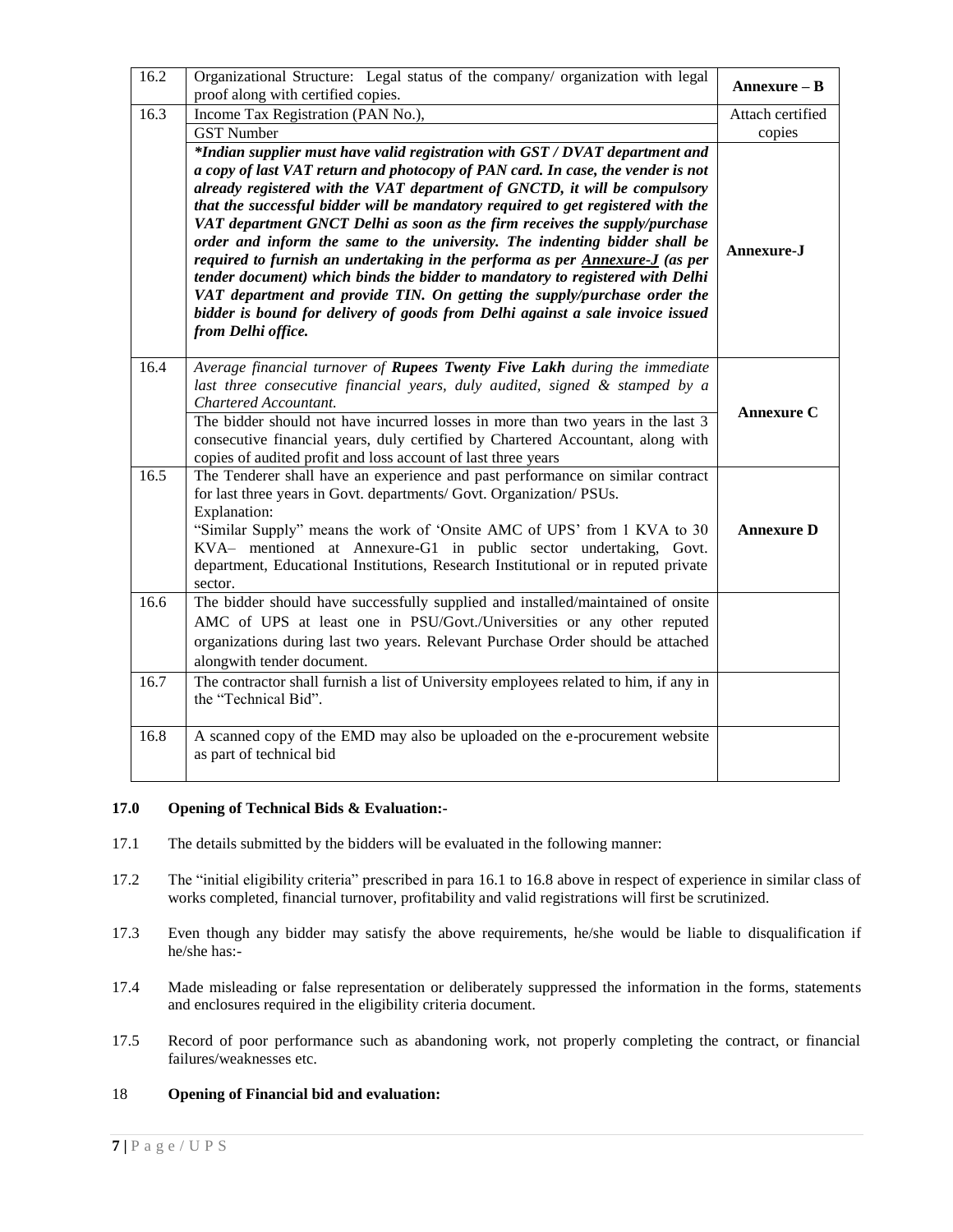| | | |
|---|---|---|
| 16.2 | Organizational Structure: Legal status of the company/ organization with legal proof along with certified copies. | **Annexure – B** |
| 16.3 | Income Tax Registration (PAN No.), | Attach certified copies |
| | GST Number | |
| | ***Indian supplier must have valid registration with GST / DVAT department and a copy of last VAT return and photocopy of PAN card. In case, the vender is not already registered with the VAT department of GNCTD, it will be compulsory that the successful bidder will be mandatory required to get registered with the VAT department GNCT Delhi as soon as the firm receives the supply/purchase order and inform the same to the university. The indenting bidder shall be required to furnish an undertaking in the performa as per Annexure-J (as per tender document) which binds the bidder to mandatory to registered with Delhi VAT department and provide TIN. On getting the supply/purchase order the bidder is bound for delivery of goods from Delhi against a sale invoice issued from Delhi office.*** | **Annexure-J** |
| 16.4 | *Average financial turnover of **Rupees Twenty Five Lakh** during the immediate last three consecutive financial years, duly audited, signed & stamped by a Chartered Accountant.* The bidder should not have incurred losses in more than two years in the last 3 consecutive financial years, duly certified by Chartered Accountant, along with copies of audited profit and loss account of last three years | **Annexure C** |
| 16.5 | The Tenderer shall have an experience and past performance on similar contract for last three years in Govt. departments/ Govt. Organization/ PSUs. Explanation: "Similar Supply" means the work of 'Onsite AMC of UPS' from 1 KVA to 30 KVA– mentioned at Annexure-G1 in public sector undertaking, Govt. department, Educational Institutions, Research Institutional or in reputed private sector. | **Annexure D** |
| 16.6 | The bidder should have successfully supplied and installed/maintained of onsite AMC of UPS at least one in PSU/Govt./Universities or any other reputed organizations during last two years. Relevant Purchase Order should be attached alongwith tender document. | |
| 16.7 | The contractor shall furnish a list of University employees related to him, if any in the "Technical Bid". | |
| 16.8 | A scanned copy of the EMD may also be uploaded on the e-procurement website as part of technical bid | |

**17.0 Opening of Technical Bids & Evaluation:-**

17.1 The details submitted by the bidders will be evaluated in the following manner:

17.2 The "initial eligibility criteria" prescribed in para 16.1 to 16.8 above in respect of experience in similar class of works completed, financial turnover, profitability and valid registrations will first be scrutinized.

17.3 Even though any bidder may satisfy the above requirements, he/she would be liable to disqualification if he/she has:-

17.4 Made misleading or false representation or deliberately suppressed the information in the forms, statements and enclosures required in the eligibility criteria document.

17.5 Record of poor performance such as abandoning work, not properly completing the contract, or financial failures/weaknesses etc.

18 **Opening of Financial bid and evaluation:**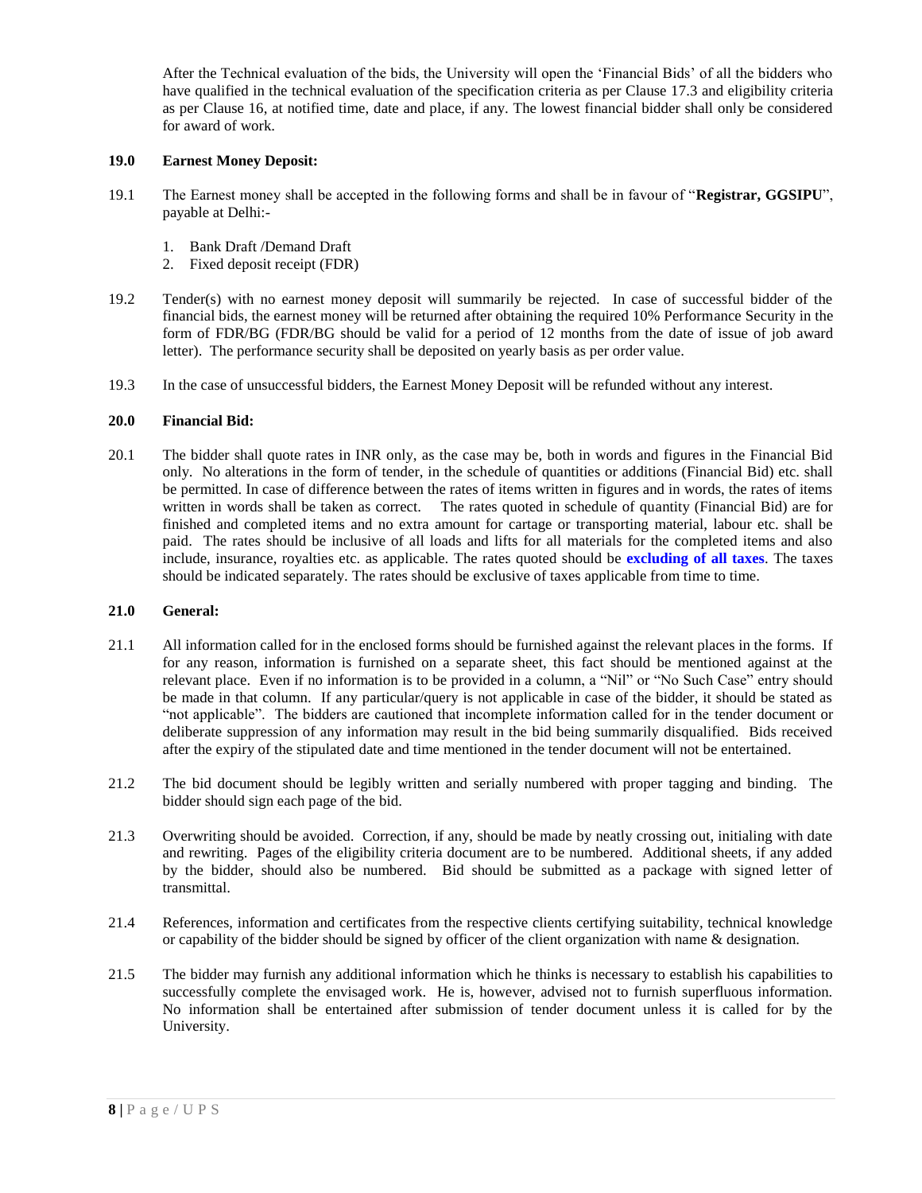After the Technical evaluation of the bids, the University will open the 'Financial Bids' of all the bidders who have qualified in the technical evaluation of the specification criteria as per Clause 17.3 and eligibility criteria as per Clause 16, at notified time, date and place, if any. The lowest financial bidder shall only be considered for award of work.

**19.0 Earnest Money Deposit:**

19.1 The Earnest money shall be accepted in the following forms and shall be in favour of "**Registrar, GGSIPU**", payable at Delhi:-

1. Bank Draft /Demand Draft
2. Fixed deposit receipt (FDR)

19.2 Tender(s) with no earnest money deposit will summarily be rejected. In case of successful bidder of the financial bids, the earnest money will be returned after obtaining the required 10% Performance Security in the form of FDR/BG (FDR/BG should be valid for a period of 12 months from the date of issue of job award letter). The performance security shall be deposited on yearly basis as per order value.

19.3 In the case of unsuccessful bidders, the Earnest Money Deposit will be refunded without any interest.

**20.0 Financial Bid:**

20.1 The bidder shall quote rates in INR only, as the case may be, both in words and figures in the Financial Bid only. No alterations in the form of tender, in the schedule of quantities or additions (Financial Bid) etc. shall be permitted. In case of difference between the rates of items written in figures and in words, the rates of items written in words shall be taken as correct. The rates quoted in schedule of quantity (Financial Bid) are for finished and completed items and no extra amount for cartage or transporting material, labour etc. shall be paid. The rates should be inclusive of all loads and lifts for all materials for the completed items and also include, insurance, royalties etc. as applicable. The rates quoted should be **excluding of all taxes**. The taxes should be indicated separately. The rates should be exclusive of taxes applicable from time to time.

**21.0 General:**

21.1 All information called for in the enclosed forms should be furnished against the relevant places in the forms. If for any reason, information is furnished on a separate sheet, this fact should be mentioned against at the relevant place. Even if no information is to be provided in a column, a "Nil" or "No Such Case" entry should be made in that column. If any particular/query is not applicable in case of the bidder, it should be stated as "not applicable". The bidders are cautioned that incomplete information called for in the tender document or deliberate suppression of any information may result in the bid being summarily disqualified. Bids received after the expiry of the stipulated date and time mentioned in the tender document will not be entertained.

21.2 The bid document should be legibly written and serially numbered with proper tagging and binding. The bidder should sign each page of the bid.

21.3 Overwriting should be avoided. Correction, if any, should be made by neatly crossing out, initialing with date and rewriting. Pages of the eligibility criteria document are to be numbered. Additional sheets, if any added by the bidder, should also be numbered. Bid should be submitted as a package with signed letter of transmittal.

21.4 References, information and certificates from the respective clients certifying suitability, technical knowledge or capability of the bidder should be signed by officer of the client organization with name & designation.

21.5 The bidder may furnish any additional information which he thinks is necessary to establish his capabilities to successfully complete the envisaged work. He is, however, advised not to furnish superfluous information. No information shall be entertained after submission of tender document unless it is called for by the University.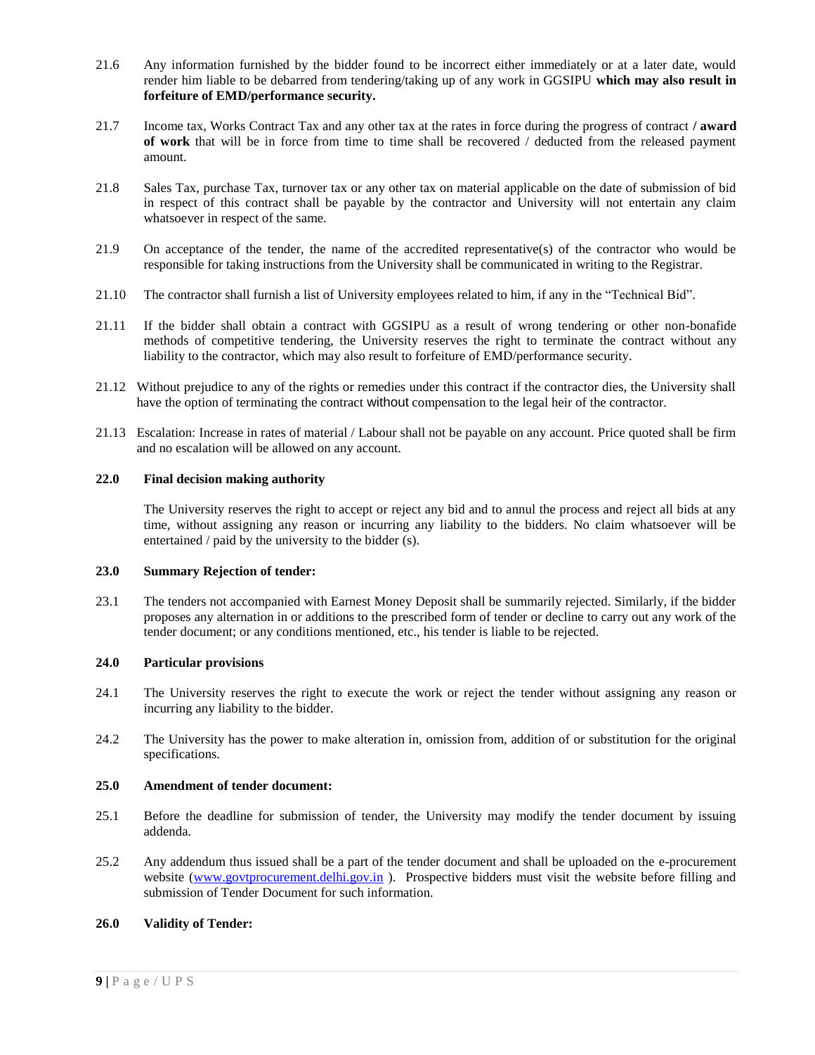21.6 Any information furnished by the bidder found to be incorrect either immediately or at a later date, would render him liable to be debarred from tendering/taking up of any work in GGSIPU **which may also result in forfeiture of EMD/performance security.**

21.7 Income tax, Works Contract Tax and any other tax at the rates in force during the progress of contract **/ award of work** that will be in force from time to time shall be recovered / deducted from the released payment amount.

21.8 Sales Tax, purchase Tax, turnover tax or any other tax on material applicable on the date of submission of bid in respect of this contract shall be payable by the contractor and University will not entertain any claim whatsoever in respect of the same.

21.9 On acceptance of the tender, the name of the accredited representative(s) of the contractor who would be responsible for taking instructions from the University shall be communicated in writing to the Registrar.

21.10 The contractor shall furnish a list of University employees related to him, if any in the "Technical Bid".

21.11 If the bidder shall obtain a contract with GGSIPU as a result of wrong tendering or other non-bonafide methods of competitive tendering, the University reserves the right to terminate the contract without any liability to the contractor, which may also result to forfeiture of EMD/performance security.

21.12 Without prejudice to any of the rights or remedies under this contract if the contractor dies, the University shall have the option of terminating the contract without compensation to the legal heir of the contractor.

21.13 Escalation: Increase in rates of material / Labour shall not be payable on any account. Price quoted shall be firm and no escalation will be allowed on any account.

**22.0 Final decision making authority**

The University reserves the right to accept or reject any bid and to annul the process and reject all bids at any time, without assigning any reason or incurring any liability to the bidders. No claim whatsoever will be entertained / paid by the university to the bidder (s).

**23.0 Summary Rejection of tender:**

23.1 The tenders not accompanied with Earnest Money Deposit shall be summarily rejected. Similarly, if the bidder proposes any alternation in or additions to the prescribed form of tender or decline to carry out any work of the tender document; or any conditions mentioned, etc., his tender is liable to be rejected.

**24.0 Particular provisions**

24.1 The University reserves the right to execute the work or reject the tender without assigning any reason or incurring any liability to the bidder.

24.2 The University has the power to make alteration in, omission from, addition of or substitution for the original specifications.

**25.0 Amendment of tender document:**

25.1 Before the deadline for submission of tender, the University may modify the tender document by issuing addenda.

25.2 Any addendum thus issued shall be a part of the tender document and shall be uploaded on the e-procurement website (www.govtprocurement.delhi.gov.in ). Prospective bidders must visit the website before filling and submission of Tender Document for such information.

**26.0 Validity of Tender:**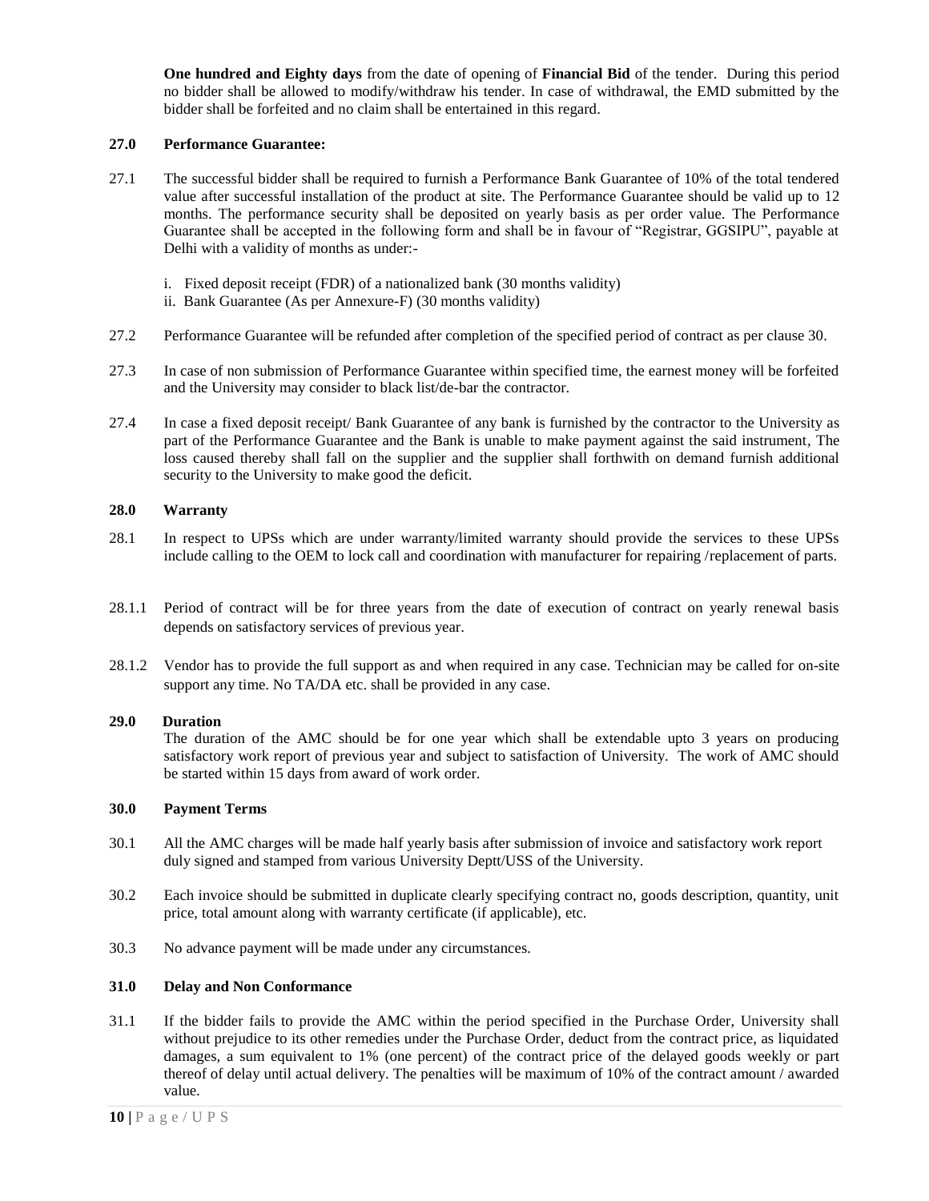**One hundred and Eighty days** from the date of opening of **Financial Bid** of the tender. During this period no bidder shall be allowed to modify/withdraw his tender. In case of withdrawal, the EMD submitted by the bidder shall be forfeited and no claim shall be entertained in this regard.

**27.0 Performance Guarantee:**

27.1 The successful bidder shall be required to furnish a Performance Bank Guarantee of 10% of the total tendered value after successful installation of the product at site. The Performance Guarantee should be valid up to 12 months. The performance security shall be deposited on yearly basis as per order value. The Performance Guarantee shall be accepted in the following form and shall be in favour of "Registrar, GGSIPU", payable at Delhi with a validity of months as under:-

i. Fixed deposit receipt (FDR) of a nationalized bank (30 months validity)
ii. Bank Guarantee (As per Annexure-F) (30 months validity)

27.2 Performance Guarantee will be refunded after completion of the specified period of contract as per clause 30.

27.3 In case of non submission of Performance Guarantee within specified time, the earnest money will be forfeited and the University may consider to black list/de-bar the contractor.

27.4 In case a fixed deposit receipt/ Bank Guarantee of any bank is furnished by the contractor to the University as part of the Performance Guarantee and the Bank is unable to make payment against the said instrument, The loss caused thereby shall fall on the supplier and the supplier shall forthwith on demand furnish additional security to the University to make good the deficit.

**28.0 Warranty**

28.1 In respect to UPSs which are under warranty/limited warranty should provide the services to these UPSs include calling to the OEM to lock call and coordination with manufacturer for repairing /replacement of parts.

28.1.1 Period of contract will be for three years from the date of execution of contract on yearly renewal basis depends on satisfactory services of previous year.

28.1.2 Vendor has to provide the full support as and when required in any case. Technician may be called for on-site support any time. No TA/DA etc. shall be provided in any case.

**29.0 Duration**

The duration of the AMC should be for one year which shall be extendable upto 3 years on producing satisfactory work report of previous year and subject to satisfaction of University. The work of AMC should be started within 15 days from award of work order.

**30.0 Payment Terms**

30.1 All the AMC charges will be made half yearly basis after submission of invoice and satisfactory work report duly signed and stamped from various University Deptt/USS of the University.

30.2 Each invoice should be submitted in duplicate clearly specifying contract no, goods description, quantity, unit price, total amount along with warranty certificate (if applicable), etc.

30.3 No advance payment will be made under any circumstances.

**31.0 Delay and Non Conformance**

31.1 If the bidder fails to provide the AMC within the period specified in the Purchase Order, University shall without prejudice to its other remedies under the Purchase Order, deduct from the contract price, as liquidated damages, a sum equivalent to 1% (one percent) of the contract price of the delayed goods weekly or part thereof of delay until actual delivery. The penalties will be maximum of 10% of the contract amount / awarded value.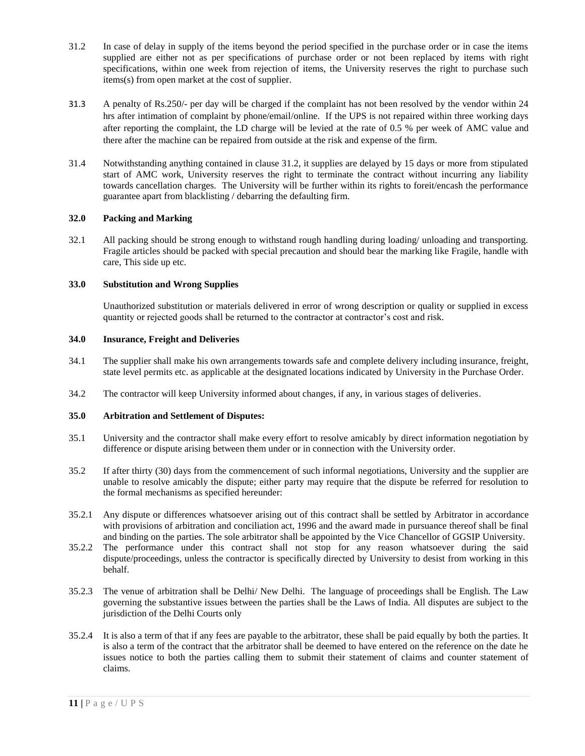31.2 In case of delay in supply of the items beyond the period specified in the purchase order or in case the items supplied are either not as per specifications of purchase order or not been replaced by items with right specifications, within one week from rejection of items, the University reserves the right to purchase such items(s) from open market at the cost of supplier.

31.3 A penalty of Rs.250/- per day will be charged if the complaint has not been resolved by the vendor within 24 hrs after intimation of complaint by phone/email/online. If the UPS is not repaired within three working days after reporting the complaint, the LD charge will be levied at the rate of 0.5 % per week of AMC value and there after the machine can be repaired from outside at the risk and expense of the firm.

31.4 Notwithstanding anything contained in clause 31.2, it supplies are delayed by 15 days or more from stipulated start of AMC work, University reserves the right to terminate the contract without incurring any liability towards cancellation charges. The University will be further within its rights to foreit/encash the performance guarantee apart from blacklisting / debarring the defaulting firm.

**32.0 Packing and Marking**

32.1 All packing should be strong enough to withstand rough handling during loading/ unloading and transporting. Fragile articles should be packed with special precaution and should bear the marking like Fragile, handle with care, This side up etc.

**33.0 Substitution and Wrong Supplies**

Unauthorized substitution or materials delivered in error of wrong description or quality or supplied in excess quantity or rejected goods shall be returned to the contractor at contractor's cost and risk.

**34.0 Insurance, Freight and Deliveries**

34.1 The supplier shall make his own arrangements towards safe and complete delivery including insurance, freight, state level permits etc. as applicable at the designated locations indicated by University in the Purchase Order.

34.2 The contractor will keep University informed about changes, if any, in various stages of deliveries.

**35.0 Arbitration and Settlement of Disputes:**

35.1 University and the contractor shall make every effort to resolve amicably by direct information negotiation by difference or dispute arising between them under or in connection with the University order.

35.2 If after thirty (30) days from the commencement of such informal negotiations, University and the supplier are unable to resolve amicably the dispute; either party may require that the dispute be referred for resolution to the formal mechanisms as specified hereunder:

35.2.1 Any dispute or differences whatsoever arising out of this contract shall be settled by Arbitrator in accordance with provisions of arbitration and conciliation act, 1996 and the award made in pursuance thereof shall be final and binding on the parties. The sole arbitrator shall be appointed by the Vice Chancellor of GGSIP University.

35.2.2 The performance under this contract shall not stop for any reason whatsoever during the said dispute/proceedings, unless the contractor is specifically directed by University to desist from working in this behalf.

35.2.3 The venue of arbitration shall be Delhi/ New Delhi. The language of proceedings shall be English. The Law governing the substantive issues between the parties shall be the Laws of India. All disputes are subject to the jurisdiction of the Delhi Courts only

35.2.4 It is also a term of that if any fees are payable to the arbitrator, these shall be paid equally by both the parties. It is also a term of the contract that the arbitrator shall be deemed to have entered on the reference on the date he issues notice to both the parties calling them to submit their statement of claims and counter statement of claims.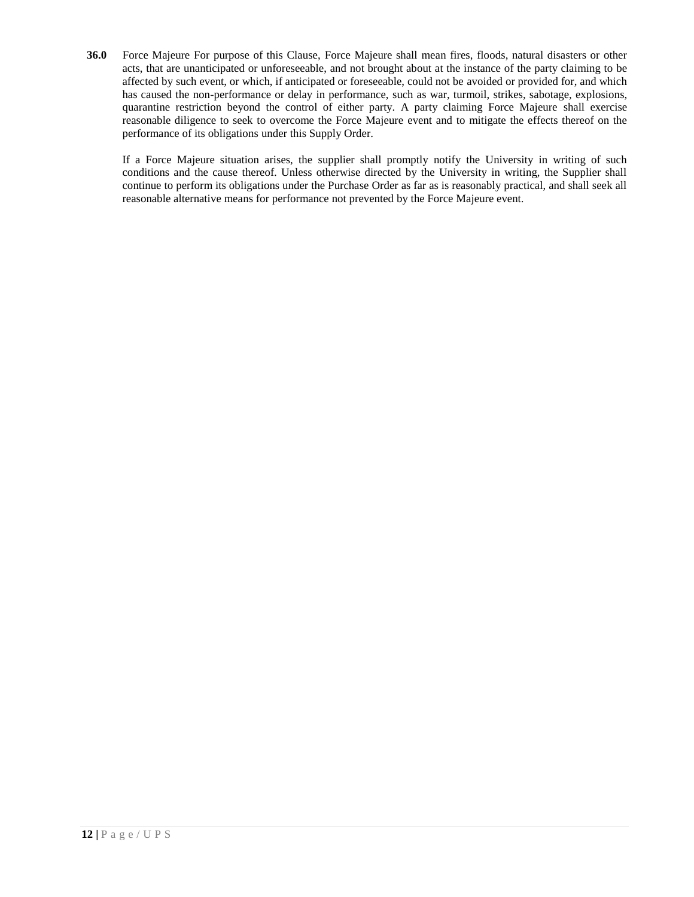**36.0** Force Majeure For purpose of this Clause, Force Majeure shall mean fires, floods, natural disasters or other acts, that are unanticipated or unforeseeable, and not brought about at the instance of the party claiming to be affected by such event, or which, if anticipated or foreseeable, could not be avoided or provided for, and which has caused the non-performance or delay in performance, such as war, turmoil, strikes, sabotage, explosions, quarantine restriction beyond the control of either party. A party claiming Force Majeure shall exercise reasonable diligence to seek to overcome the Force Majeure event and to mitigate the effects thereof on the performance of its obligations under this Supply Order.

If a Force Majeure situation arises, the supplier shall promptly notify the University in writing of such conditions and the cause thereof. Unless otherwise directed by the University in writing, the Supplier shall continue to perform its obligations under the Purchase Order as far as is reasonably practical, and shall seek all reasonable alternative means for performance not prevented by the Force Majeure event.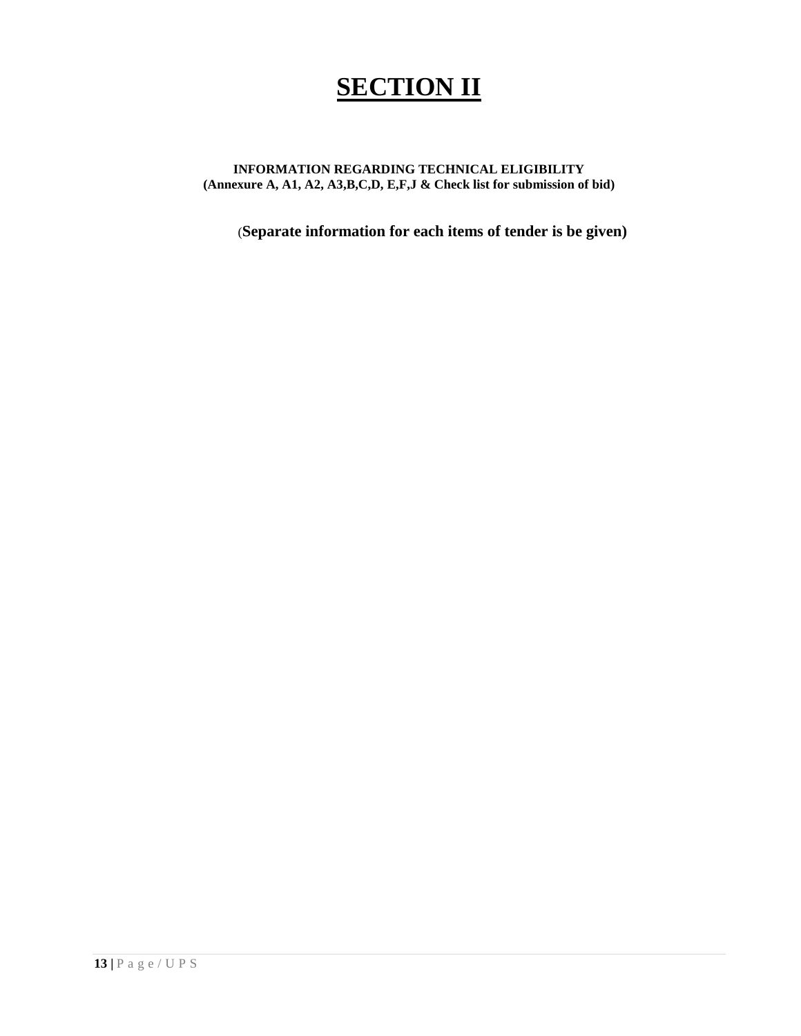# SECTION II

**INFORMATION REGARDING TECHNICAL ELIGIBILITY**
**(Annexure A, A1, A2, A3,B,C,D, E,F,J & Check list for submission of bid)**

(**Separate information for each items of tender is be given)**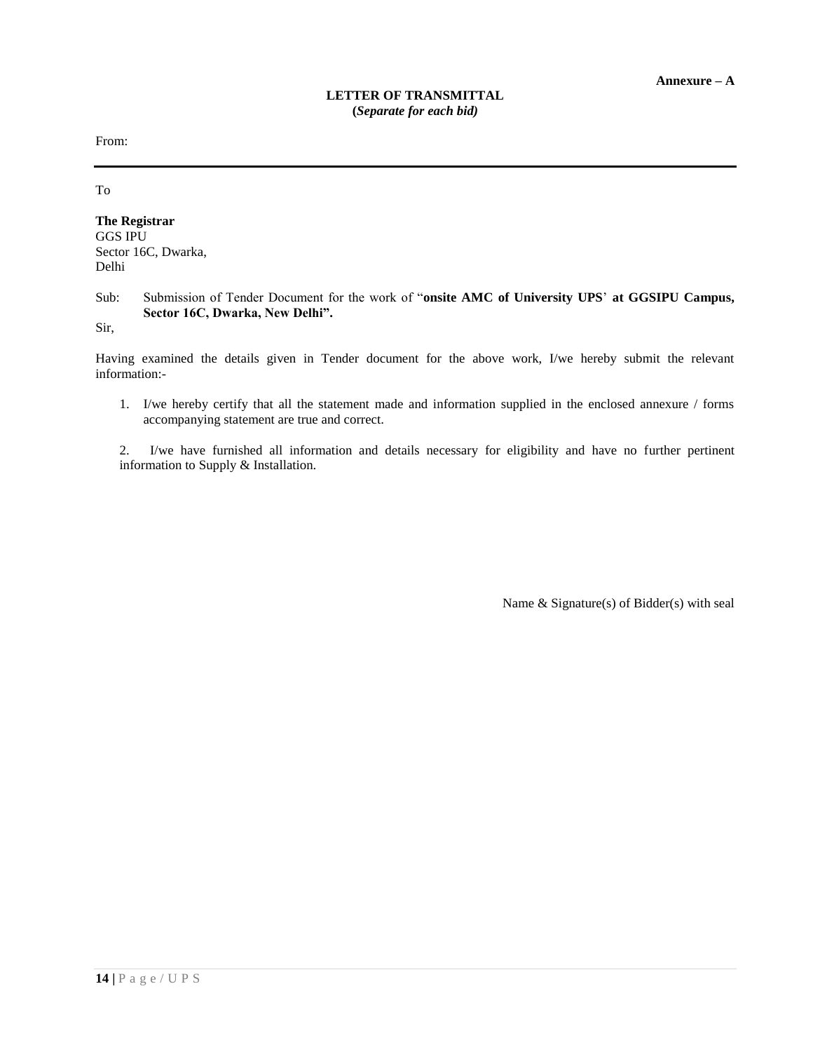**Annexure – A**

**LETTER OF TRANSMITTAL**
**(*Separate for each bid)***

From:

---

To

**The Registrar**
GGS IPU
Sector 16C, Dwarka,
Delhi

Sub: Submission of Tender Document for the work of "**onsite AMC of University UPS**' **at GGSIPU Campus, Sector 16C, Dwarka, New Delhi".**

Sir,

Having examined the details given in Tender document for the above work, I/we hereby submit the relevant information:-

1. I/we hereby certify that all the statement made and information supplied in the enclosed annexure / forms accompanying statement are true and correct.

2. I/we have furnished all information and details necessary for eligibility and have no further pertinent information to Supply & Installation.

Name & Signature(s) of Bidder(s) with seal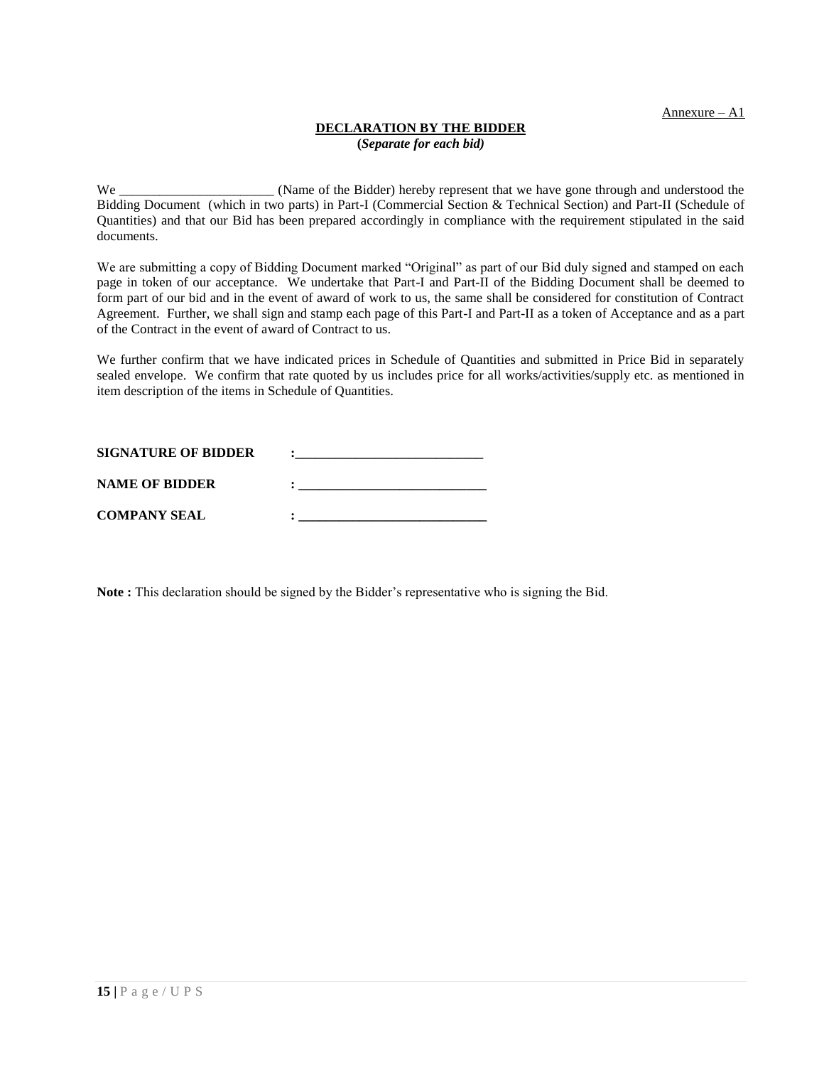Annexure – A1

## DECLARATION BY THE BIDDER

**(*Separate for each bid*)**

We ______________________ (Name of the Bidder) hereby represent that we have gone through and understood the Bidding Document (which in two parts) in Part-I (Commercial Section & Technical Section) and Part-II (Schedule of Quantities) and that our Bid has been prepared accordingly in compliance with the requirement stipulated in the said documents.

We are submitting a copy of Bidding Document marked "Original" as part of our Bid duly signed and stamped on each page in token of our acceptance. We undertake that Part-I and Part-II of the Bidding Document shall be deemed to form part of our bid and in the event of award of work to us, the same shall be considered for constitution of Contract Agreement. Further, we shall sign and stamp each page of this Part-I and Part-II as a token of Acceptance and as a part of the Contract in the event of award of Contract to us.

We further confirm that we have indicated prices in Schedule of Quantities and submitted in Price Bid in separately sealed envelope. We confirm that rate quoted by us includes price for all works/activities/supply etc. as mentioned in item description of the items in Schedule of Quantities.

**SIGNATURE OF BIDDER** :____________________________

**NAME OF BIDDER** : ____________________________

**COMPANY SEAL** : ____________________________

**Note :** This declaration should be signed by the Bidder's representative who is signing the Bid.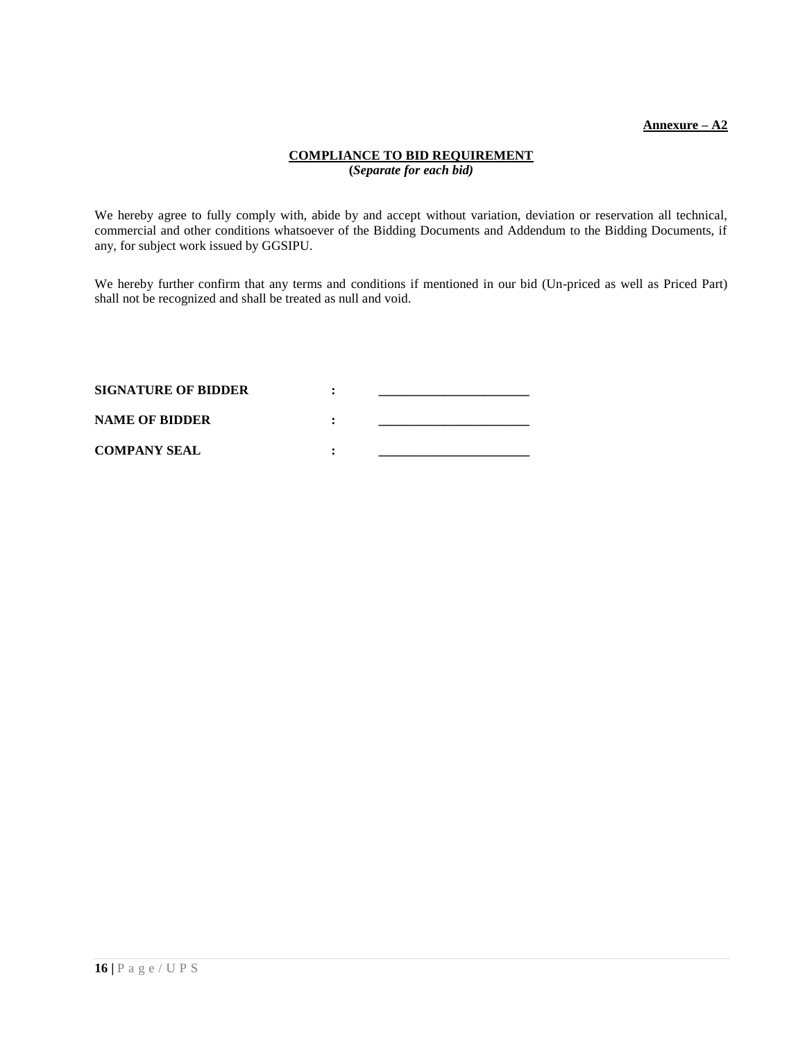**Annexure – A2**

**COMPLIANCE TO BID REQUIREMENT**
**(*Separate for each bid)***

We hereby agree to fully comply with, abide by and accept without variation, deviation or reservation all technical, commercial and other conditions whatsoever of the Bidding Documents and Addendum to the Bidding Documents, if any, for subject work issued by GGSIPU.

We hereby further confirm that any terms and conditions if mentioned in our bid (Un-priced as well as Priced Part) shall not be recognized and shall be treated as null and void.

**SIGNATURE OF BIDDER** : _______________________

**NAME OF BIDDER** : _______________________

**COMPANY SEAL** : _______________________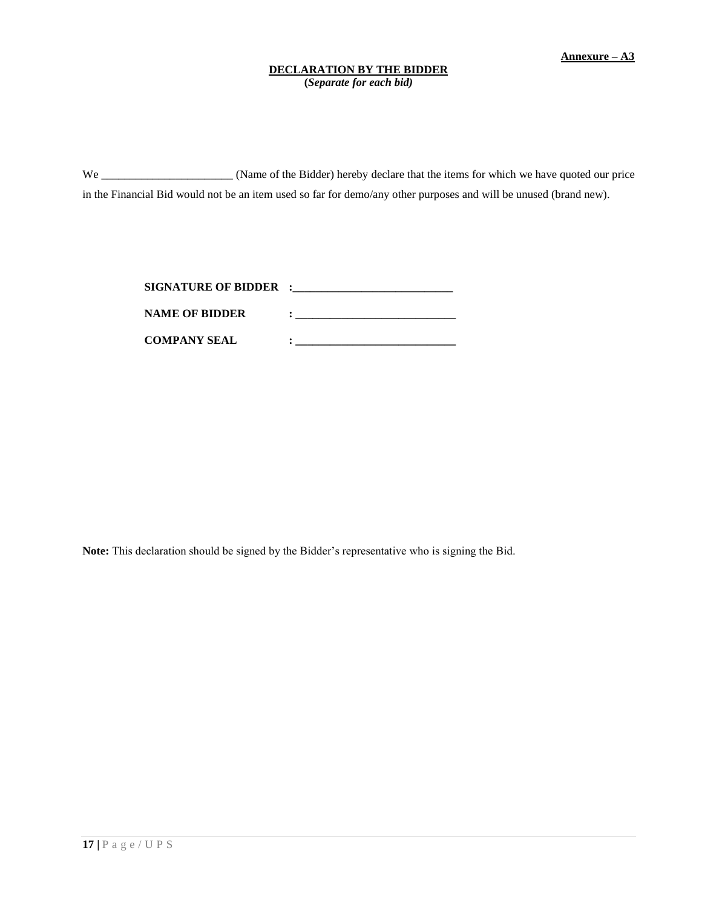**Annexure – A3**

**DECLARATION BY THE BIDDER**
**(*Separate for each bid)***

We _______________________ (Name of the Bidder) hereby declare that the items for which we have quoted our price in the Financial Bid would not be an item used so far for demo/any other purposes and will be unused (brand new).

**SIGNATURE OF BIDDER :____________________________**

**NAME OF BIDDER : ____________________________**

**COMPANY SEAL : ____________________________**

**Note:** This declaration should be signed by the Bidder's representative who is signing the Bid.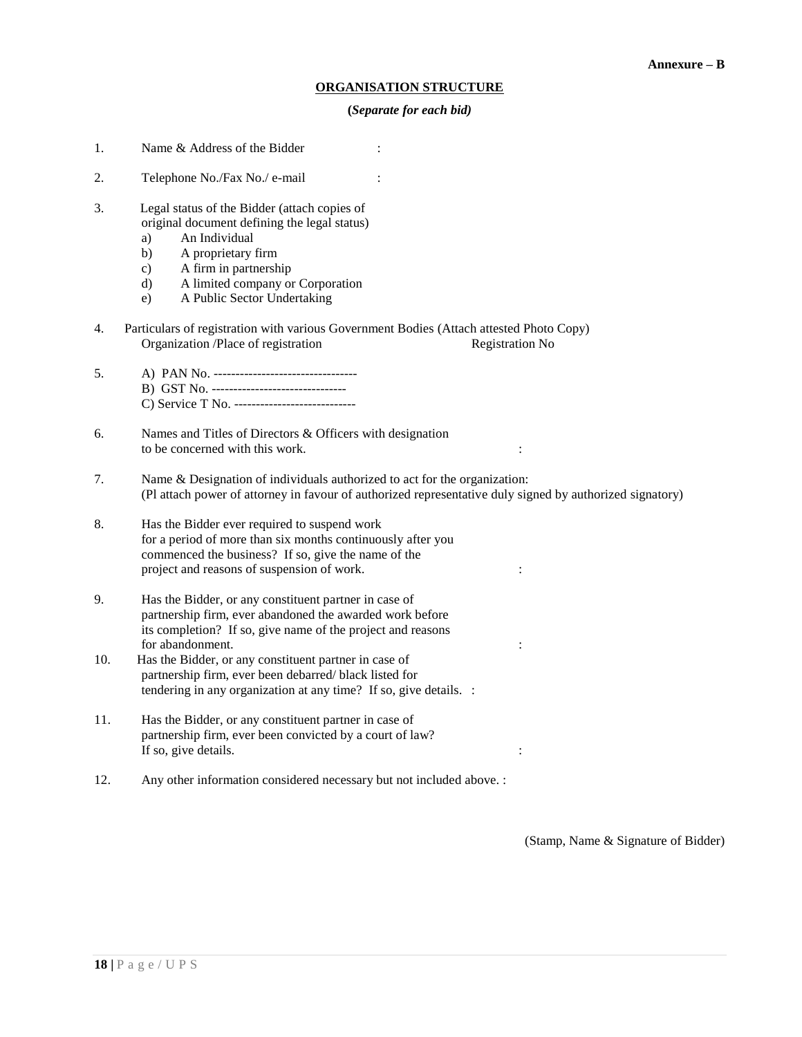**Annexure – B**

## ORGANISATION STRUCTURE

**(*Separate for each bid)***

1. Name & Address of the Bidder :

2. Telephone No./Fax No./ e-mail :

3. Legal status of the Bidder (attach copies of original document defining the legal status)
   a) An Individual
   b) A proprietary firm
   c) A firm in partnership
   d) A limited company or Corporation
   e) A Public Sector Undertaking

4. Particulars of registration with various Government Bodies (Attach attested Photo Copy)
   Organization /Place of registration Registration No

5. A) PAN No. ---------------------------------
   B) GST No. -------------------------------
   C) Service T No. ----------------------------

6. Names and Titles of Directors & Officers with designation to be concerned with this work. :

7. Name & Designation of individuals authorized to act for the organization:
   (Pl attach power of attorney in favour of authorized representative duly signed by authorized signatory)

8. Has the Bidder ever required to suspend work for a period of more than six months continuously after you commenced the business? If so, give the name of the project and reasons of suspension of work. :

9. Has the Bidder, or any constituent partner in case of partnership firm, ever abandoned the awarded work before its completion? If so, give name of the project and reasons for abandonment. :

10. Has the Bidder, or any constituent partner in case of partnership firm, ever been debarred/ black listed for tendering in any organization at any time? If so, give details. :

11. Has the Bidder, or any constituent partner in case of partnership firm, ever been convicted by a court of law? If so, give details. :

12. Any other information considered necessary but not included above. :

(Stamp, Name & Signature of Bidder)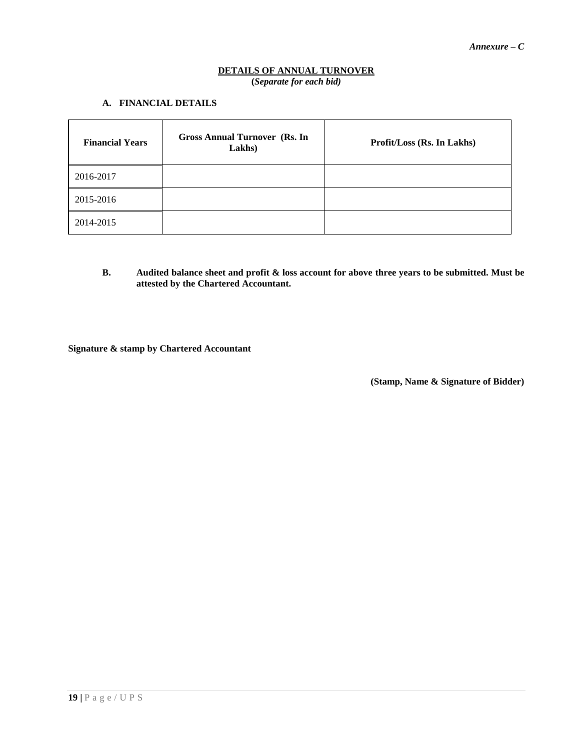*Annexure – C*

**DETAILS OF ANNUAL TURNOVER**
**(*Separate for each bid)***

**A. FINANCIAL DETAILS**

| Financial Years | Gross Annual Turnover (Rs. In Lakhs) | Profit/Loss (Rs. In Lakhs) |
|---|---|---|
| 2016-2017 | | |
| 2015-2016 | | |
| 2014-2015 | | |

**B. Audited balance sheet and profit & loss account for above three years to be submitted. Must be attested by the Chartered Accountant.**

**Signature & stamp by Chartered Accountant**

**(Stamp, Name & Signature of Bidder)**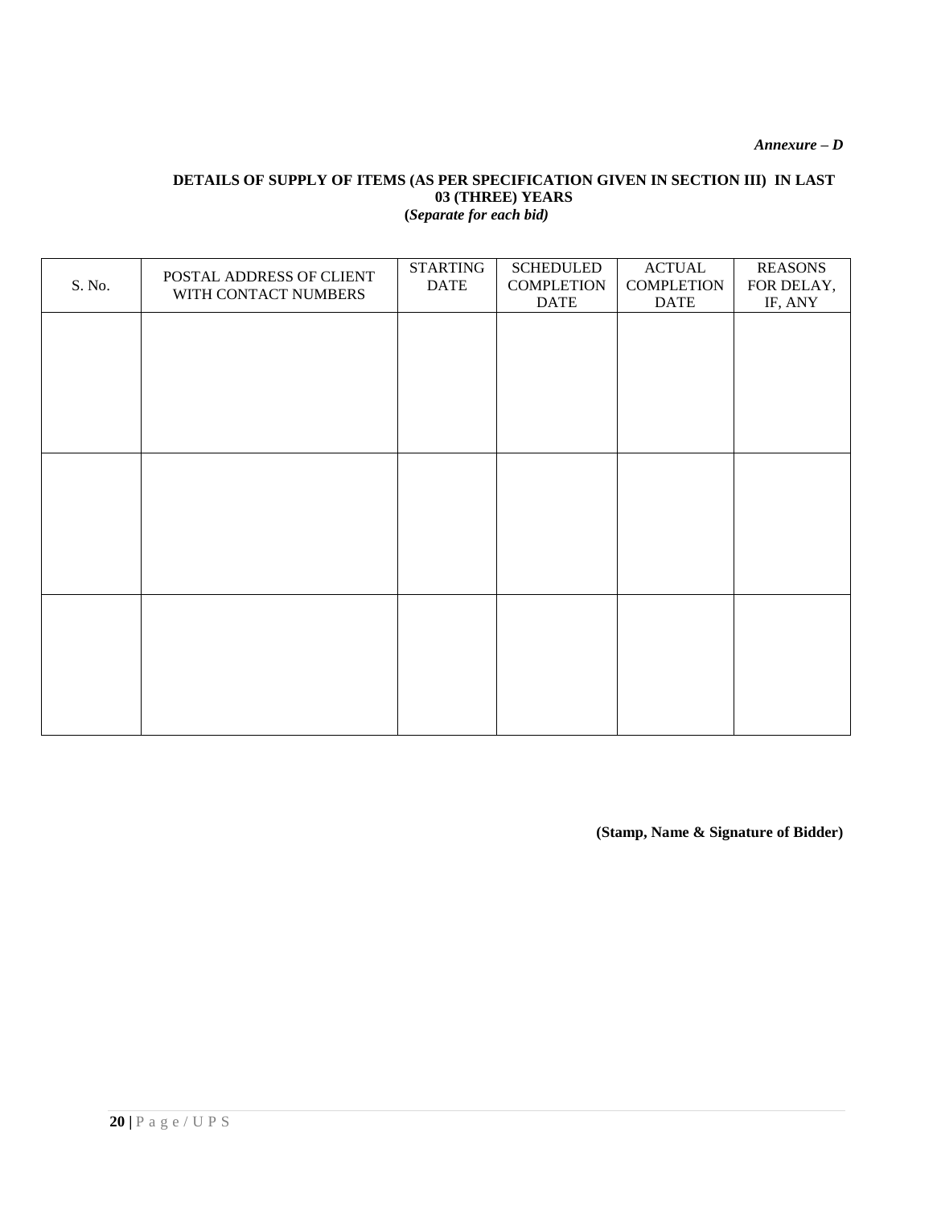*Annexure – D*

**DETAILS OF SUPPLY OF ITEMS (AS PER SPECIFICATION GIVEN IN SECTION III) IN LAST 03 (THREE) YEARS**
**(*Separate for each bid)***

| S. No. | POSTAL ADDRESS OF CLIENT WITH CONTACT NUMBERS | STARTING DATE | SCHEDULED COMPLETION DATE | ACTUAL COMPLETION DATE | REASONS FOR DELAY, IF, ANY |
|---|---|---|---|---|---|
| | | | | | |
| | | | | | |
| | | | | | |

**(Stamp, Name & Signature of Bidder)**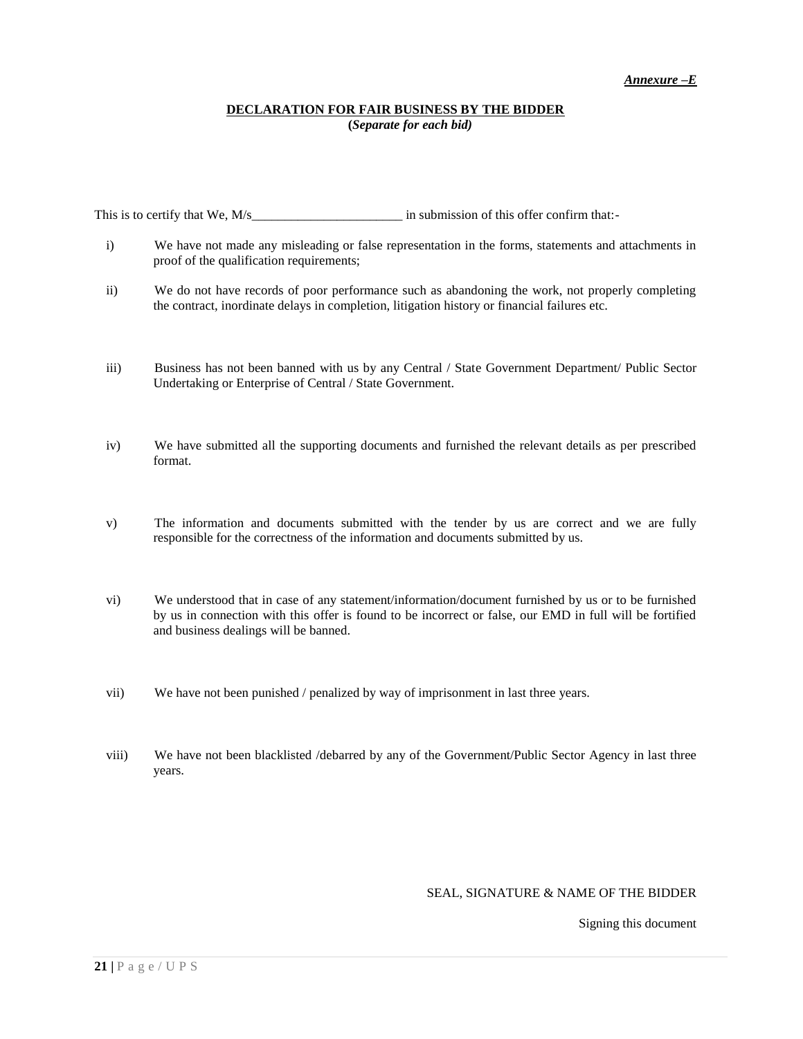***Annexure –E***

**DECLARATION FOR FAIR BUSINESS BY THE BIDDER**
**(*Separate for each bid)***

This is to certify that We, M/s_______________________ in submission of this offer confirm that:-

i) We have not made any misleading or false representation in the forms, statements and attachments in proof of the qualification requirements;

ii) We do not have records of poor performance such as abandoning the work, not properly completing the contract, inordinate delays in completion, litigation history or financial failures etc.

iii) Business has not been banned with us by any Central / State Government Department/ Public Sector Undertaking or Enterprise of Central / State Government.

iv) We have submitted all the supporting documents and furnished the relevant details as per prescribed format.

v) The information and documents submitted with the tender by us are correct and we are fully responsible for the correctness of the information and documents submitted by us.

vi) We understood that in case of any statement/information/document furnished by us or to be furnished by us in connection with this offer is found to be incorrect or false, our EMD in full will be fortified and business dealings will be banned.

vii) We have not been punished / penalized by way of imprisonment in last three years.

viii) We have not been blacklisted /debarred by any of the Government/Public Sector Agency in last three years.

SEAL, SIGNATURE & NAME OF THE BIDDER

Signing this document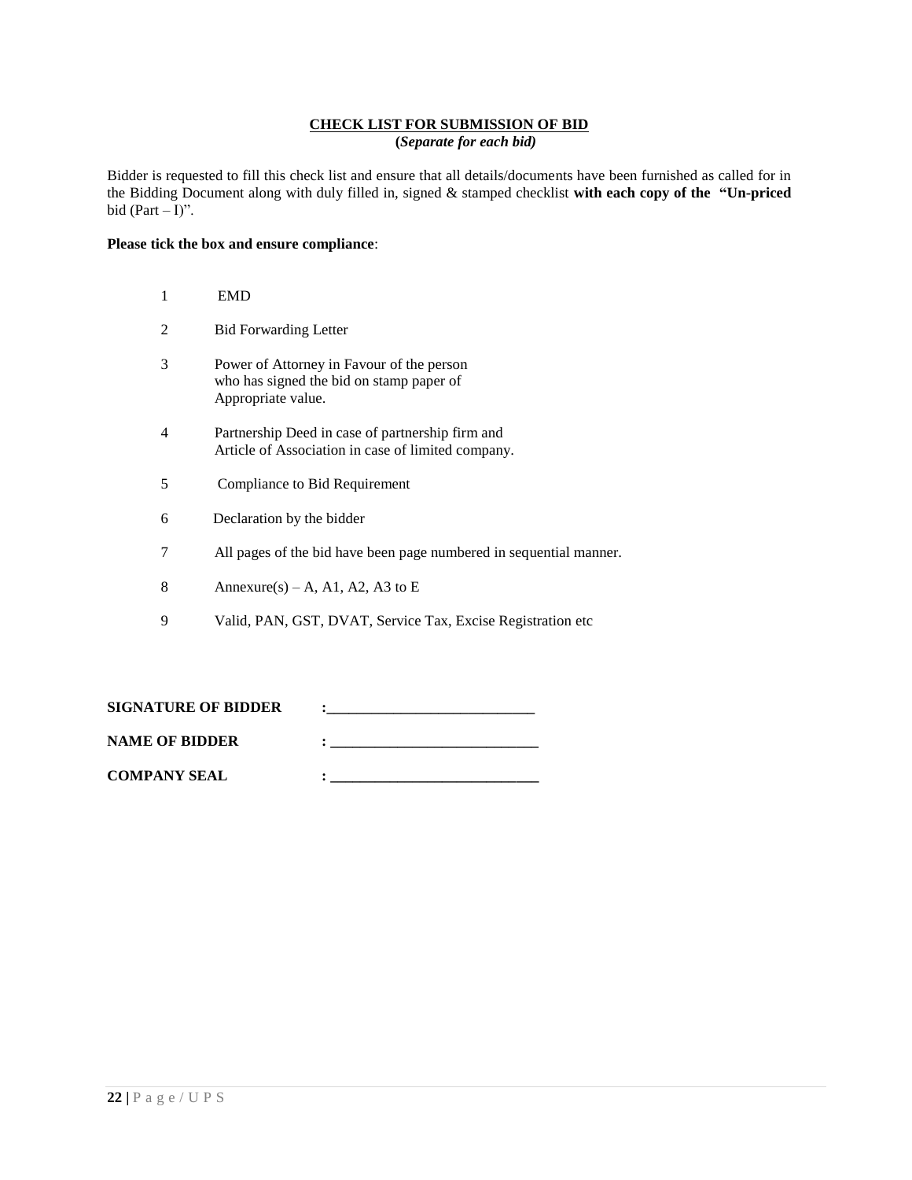**CHECK LIST FOR SUBMISSION OF BID**

**(*Separate for each bid)***

Bidder is requested to fill this check list and ensure that all details/documents have been furnished as called for in the Bidding Document along with duly filled in, signed & stamped checklist **with each copy of the "Un-priced** bid (Part – I)".

**Please tick the box and ensure compliance**:

1. EMD
2. Bid Forwarding Letter
3. Power of Attorney in Favour of the person who has signed the bid on stamp paper of Appropriate value.
4. Partnership Deed in case of partnership firm and Article of Association in case of limited company.
5. Compliance to Bid Requirement
6. Declaration by the bidder
7. All pages of the bid have been page numbered in sequential manner.
8. Annexure(s) – A, A1, A2, A3 to E
9. Valid, PAN, GST, DVAT, Service Tax, Excise Registration etc

**SIGNATURE OF BIDDER** :____________________________

**NAME OF BIDDER** : ____________________________

**COMPANY SEAL** : ____________________________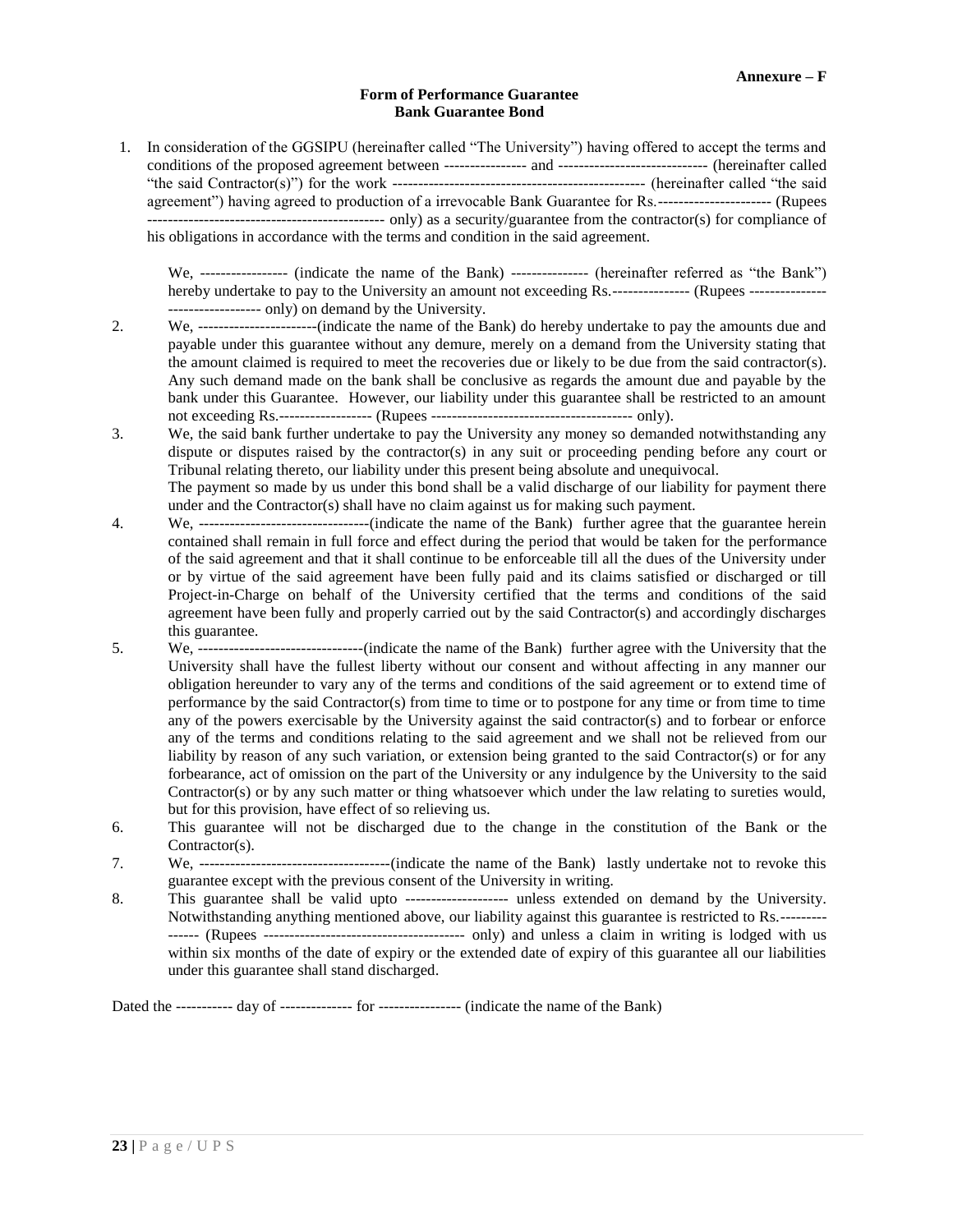**Annexure – F**

**Form of Performance Guarantee**
**Bank Guarantee Bond**

1. In consideration of the GGSIPU (hereinafter called "The University") having offered to accept the terms and conditions of the proposed agreement between ---------------- and ----------------------------- (hereinafter called "the said Contractor(s)") for the work ------------------------------------------------ (hereinafter called "the said agreement") having agreed to production of a irrevocable Bank Guarantee for Rs.---------------------- (Rupees --------------------------------------------- only) as a security/guarantee from the contractor(s) for compliance of his obligations in accordance with the terms and condition in the said agreement.

   We, ----------------- (indicate the name of the Bank) --------------- (hereinafter referred as "the Bank") hereby undertake to pay to the University an amount not exceeding Rs.--------------- (Rupees --------------------------------- only) on demand by the University.

2. We, -----------------------(indicate the name of the Bank) do hereby undertake to pay the amounts due and payable under this guarantee without any demure, merely on a demand from the University stating that the amount claimed is required to meet the recoveries due or likely to be due from the said contractor(s). Any such demand made on the bank shall be conclusive as regards the amount due and payable by the bank under this Guarantee. However, our liability under this guarantee shall be restricted to an amount not exceeding Rs.------------------ (Rupees --------------------------------------- only).

3. We, the said bank further undertake to pay the University any money so demanded notwithstanding any dispute or disputes raised by the contractor(s) in any suit or proceeding pending before any court or Tribunal relating thereto, our liability under this present being absolute and unequivocal.
   The payment so made by us under this bond shall be a valid discharge of our liability for payment there under and the Contractor(s) shall have no claim against us for making such payment.

4. We, ---------------------------------(indicate the name of the Bank) further agree that the guarantee herein contained shall remain in full force and effect during the period that would be taken for the performance of the said agreement and that it shall continue to be enforceable till all the dues of the University under or by virtue of the said agreement have been fully paid and its claims satisfied or discharged or till Project-in-Charge on behalf of the University certified that the terms and conditions of the said agreement have been fully and properly carried out by the said Contractor(s) and accordingly discharges this guarantee.

5. We, --------------------------------(indicate the name of the Bank) further agree with the University that the University shall have the fullest liberty without our consent and without affecting in any manner our obligation hereunder to vary any of the terms and conditions of the said agreement or to extend time of performance by the said Contractor(s) from time to time or to postpone for any time or from time to time any of the powers exercisable by the University against the said contractor(s) and to forbear or enforce any of the terms and conditions relating to the said agreement and we shall not be relieved from our liability by reason of any such variation, or extension being granted to the said Contractor(s) or for any forbearance, act of omission on the part of the University or any indulgence by the University to the said Contractor(s) or by any such matter or thing whatsoever which under the law relating to sureties would, but for this provision, have effect of so relieving us.

6. This guarantee will not be discharged due to the change in the constitution of the Bank or the Contractor(s).

7. We, -------------------------------------(indicate the name of the Bank) lastly undertake not to revoke this guarantee except with the previous consent of the University in writing.

8. This guarantee shall be valid upto -------------------- unless extended on demand by the University. Notwithstanding anything mentioned above, our liability against this guarantee is restricted to Rs.--------------- (Rupees -------------------------------------- only) and unless a claim in writing is lodged with us within six months of the date of expiry or the extended date of expiry of this guarantee all our liabilities under this guarantee shall stand discharged.

Dated the ----------- day of -------------- for ---------------- (indicate the name of the Bank)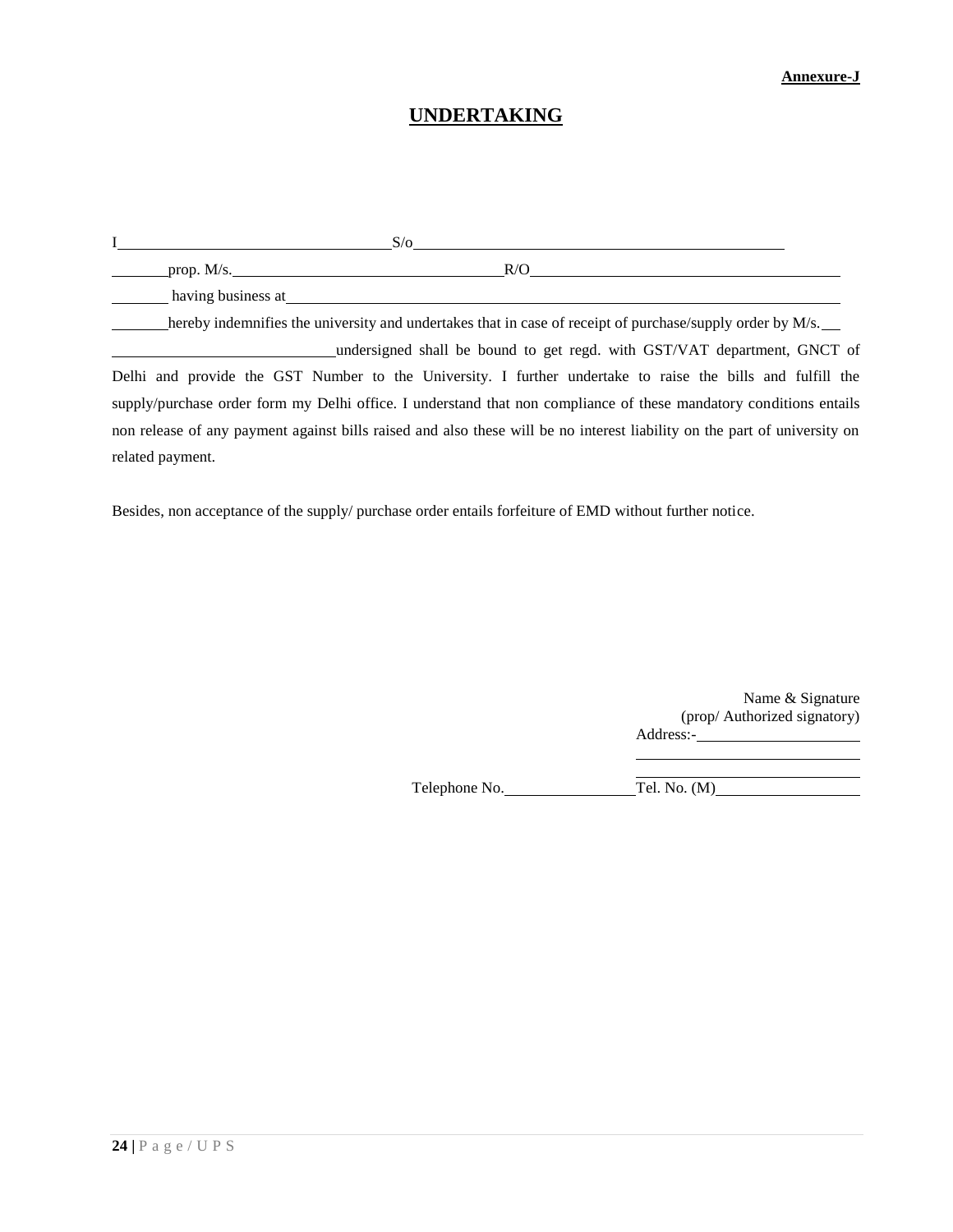**Annexure-J**

# UNDERTAKING

I\_\_\_\_\_\_\_\_\_\_\_\_\_\_\_\_\_\_\_\_\_\_\_\_\_\_\_\_\_\_\_\_S/o\_\_\_\_\_\_\_\_\_\_\_\_\_\_\_\_\_\_\_\_\_\_\_\_\_\_\_\_\_\_\_\_\_\_\_\_\_\_\_\_\_\_\_\_\_\_\_\_

\_\_\_\_\_\_\_prop. M/s.\_\_\_\_\_\_\_\_\_\_\_\_\_\_\_\_\_\_\_\_\_\_\_\_\_\_\_\_\_\_\_\_R/O\_\_\_\_\_\_\_\_\_\_\_\_\_\_\_\_\_\_\_\_\_\_\_\_\_\_\_\_\_\_\_\_\_\_\_\_\_\_

\_\_\_\_\_\_\_ having business at\_\_\_\_\_\_\_\_\_\_\_\_\_\_\_\_\_\_\_\_\_\_\_\_\_\_\_\_\_\_\_\_\_\_\_\_\_\_\_\_\_\_\_\_\_\_\_\_\_\_\_\_\_\_\_\_\_\_\_\_\_\_\_\_

\_\_\_\_\_\_\_hereby indemnifies the university and undertakes that in case of receipt of purchase/supply order by M/s.\_\_\_ \_\_\_\_\_\_\_\_\_\_\_\_\_\_\_\_\_\_\_\_\_\_\_\_\_\_\_undersigned shall be bound to get regd. with GST/VAT department, GNCT of Delhi and provide the GST Number to the University. I further undertake to raise the bills and fulfill the supply/purchase order form my Delhi office. I understand that non compliance of these mandatory conditions entails non release of any payment against bills raised and also these will be no interest liability on the part of university on related payment.

Besides, non acceptance of the supply/ purchase order entails forfeiture of EMD without further notice.

Name & Signature
(prop/ Authorized signatory)
Address:-\_\_\_\_\_\_\_\_\_\_\_\_\_\_\_\_\_\_\_\_

\_\_\_\_\_\_\_\_\_\_\_\_\_\_\_\_\_\_\_\_\_\_\_\_\_\_\_\_

\_\_\_\_\_\_\_\_\_\_\_\_\_\_\_\_\_\_\_\_\_\_\_\_\_\_\_\_

Telephone No.\_\_\_\_\_\_\_\_\_\_\_\_\_\_\_\_Tel. No. (M)\_\_\_\_\_\_\_\_\_\_\_\_\_\_\_\_\_\_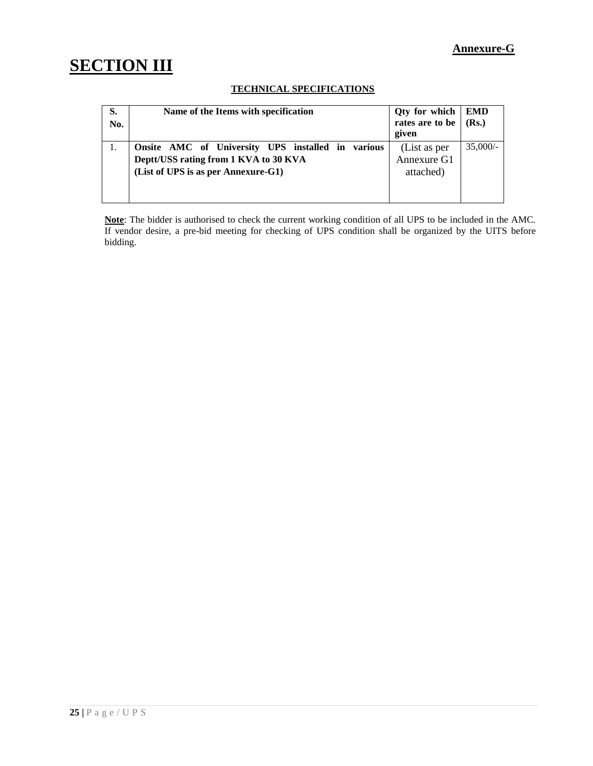**Annexure-G**

# SECTION III

**TECHNICAL SPECIFICATIONS**

| S. No. | Name of the Items with specification | Qty for which rates are to be given | EMD (Rs.) |
|---|---|---|---|
| 1. | **Onsite AMC of University UPS installed in various Deptt/USS rating from 1 KVA to 30 KVA (List of UPS is as per Annexure-G1)** | (List as per Annexure G1 attached) | 35,000/- |

**Note**: The bidder is authorised to check the current working condition of all UPS to be included in the AMC. If vendor desire, a pre-bid meeting for checking of UPS condition shall be organized by the UITS before bidding.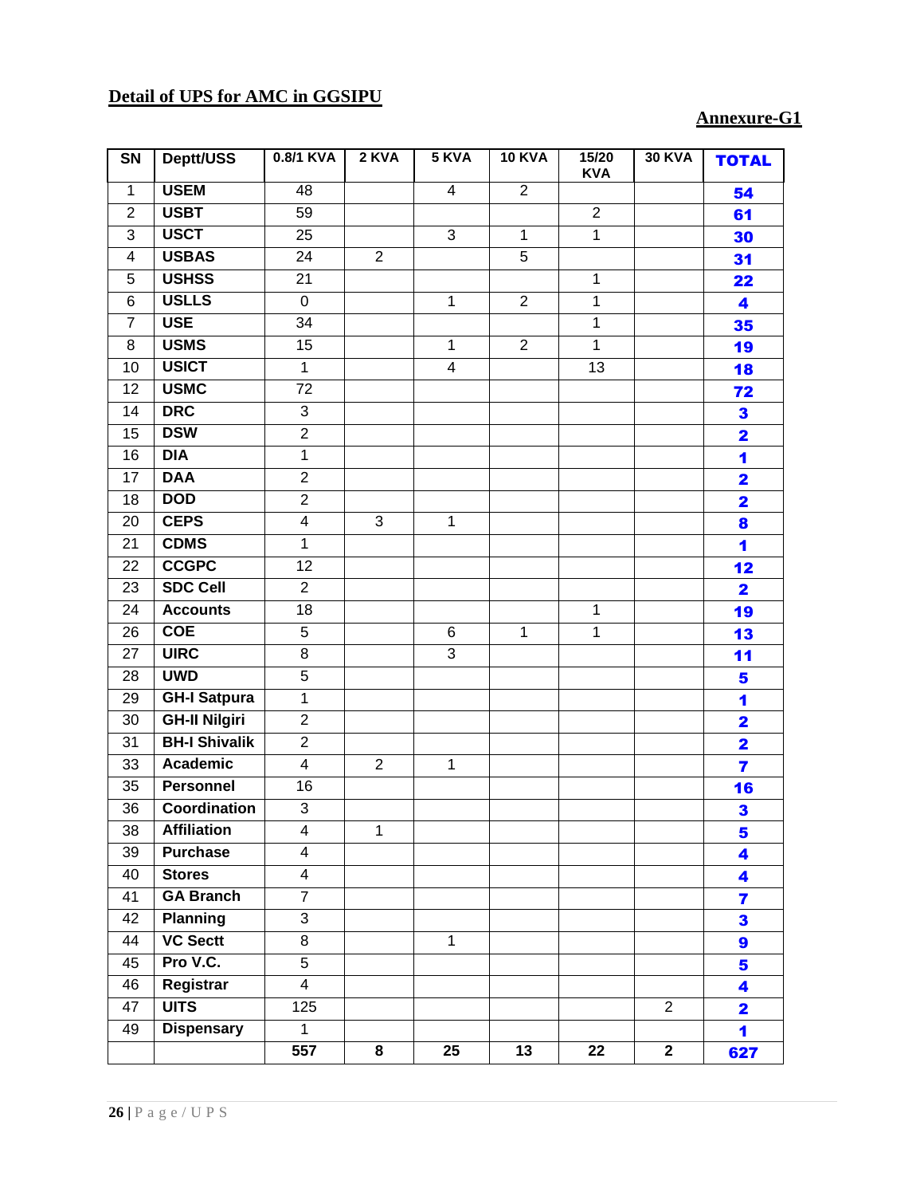**Detail of UPS for AMC in GGSIPU**

**Annexure-G1**

| SN | Deptt/USS | 0.8/1 KVA | 2 KVA | 5 KVA | 10 KVA | 15/20 KVA | 30 KVA | TOTAL |
|---|---|---|---|---|---|---|---|---|
| 1 | USEM | 48 | | 4 | 2 | | | 54 |
| 2 | USBT | 59 | | | | 2 | | 61 |
| 3 | USCT | 25 | | 3 | 1 | 1 | | 30 |
| 4 | USBAS | 24 | 2 | | 5 | | | 31 |
| 5 | USHSS | 21 | | | | 1 | | 22 |
| 6 | USLLS | 0 | | 1 | 2 | 1 | | 4 |
| 7 | USE | 34 | | | | 1 | | 35 |
| 8 | USMS | 15 | | 1 | 2 | 1 | | 19 |
| 10 | USICT | 1 | | 4 | | 13 | | 18 |
| 12 | USMC | 72 | | | | | | 72 |
| 14 | DRC | 3 | | | | | | 3 |
| 15 | DSW | 2 | | | | | | 2 |
| 16 | DIA | 1 | | | | | | 1 |
| 17 | DAA | 2 | | | | | | 2 |
| 18 | DOD | 2 | | | | | | 2 |
| 20 | CEPS | 4 | 3 | 1 | | | | 8 |
| 21 | CDMS | 1 | | | | | | 1 |
| 22 | CCGPC | 12 | | | | | | 12 |
| 23 | SDC Cell | 2 | | | | | | 2 |
| 24 | Accounts | 18 | | | | 1 | | 19 |
| 26 | COE | 5 | | 6 | 1 | 1 | | 13 |
| 27 | UIRC | 8 | | 3 | | | | 11 |
| 28 | UWD | 5 | | | | | | 5 |
| 29 | GH-I Satpura | 1 | | | | | | 1 |
| 30 | GH-II Nilgiri | 2 | | | | | | 2 |
| 31 | BH-I Shivalik | 2 | | | | | | 2 |
| 33 | Academic | 4 | 2 | 1 | | | | 7 |
| 35 | Personnel | 16 | | | | | | 16 |
| 36 | Coordination | 3 | | | | | | 3 |
| 38 | Affiliation | 4 | 1 | | | | | 5 |
| 39 | Purchase | 4 | | | | | | 4 |
| 40 | Stores | 4 | | | | | | 4 |
| 41 | GA Branch | 7 | | | | | | 7 |
| 42 | Planning | 3 | | | | | | 3 |
| 44 | VC Sectt | 8 | | 1 | | | | 9 |
| 45 | Pro V.C. | 5 | | | | | | 5 |
| 46 | Registrar | 4 | | | | | | 4 |
| 47 | UITS | 125 | | | | | 2 | 2 |
| 49 | Dispensary | 1 | | | | | | 1 |
| | | **557** | **8** | **25** | **13** | **22** | **2** | **627** |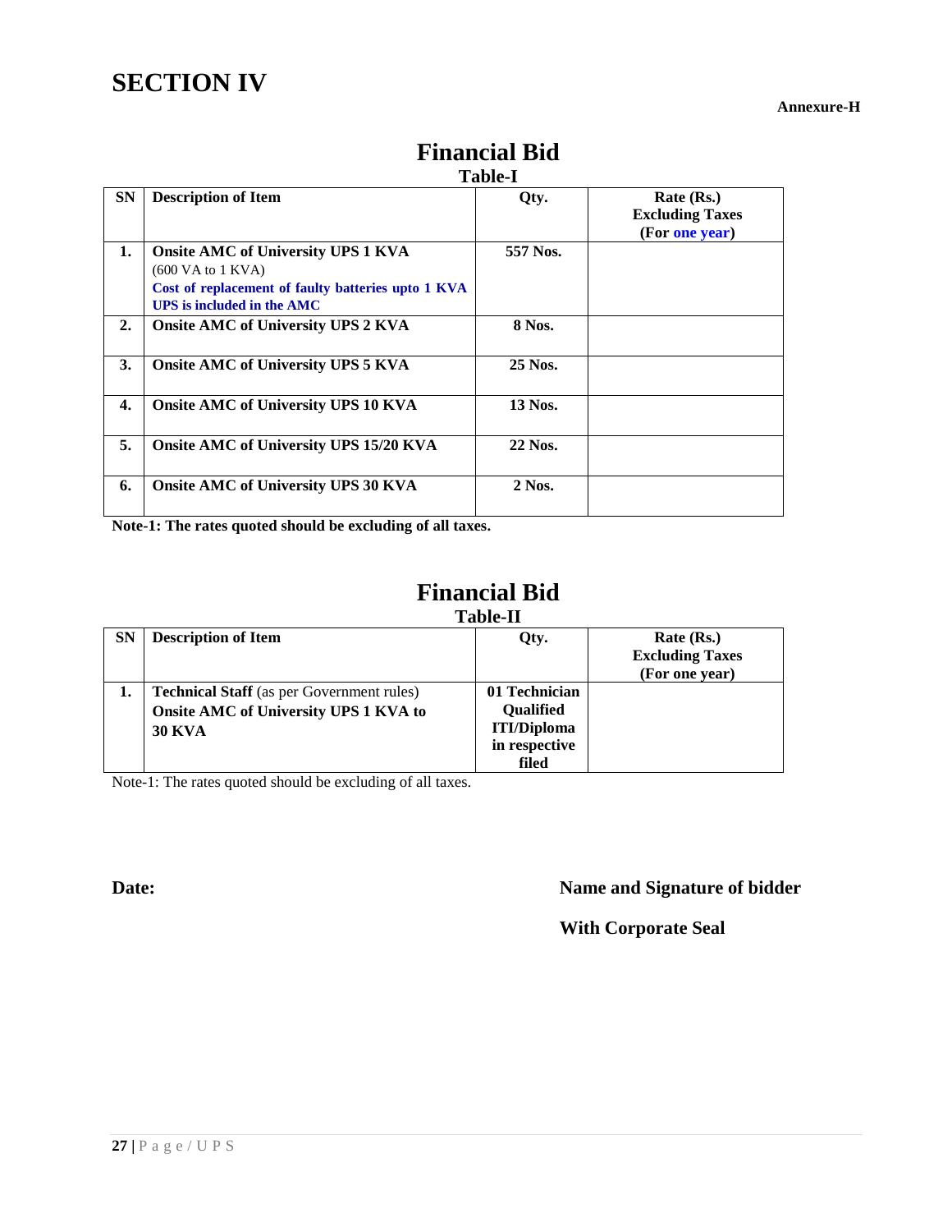# SECTION IV

**Annexure-H**

## Financial Bid

**Table-I**

| SN | Description of Item | Qty. | Rate (Rs.) Excluding Taxes (For one year) |
|---|---|---|---|
| 1. | **Onsite AMC of University UPS 1 KVA** (600 VA to 1 KVA) **Cost of replacement of faulty batteries upto 1 KVA UPS is included in the AMC** | **557 Nos.** | |
| 2. | **Onsite AMC of University UPS 2 KVA** | **8 Nos.** | |
| 3. | **Onsite AMC of University UPS 5 KVA** | **25 Nos.** | |
| 4. | **Onsite AMC of University UPS 10 KVA** | **13 Nos.** | |
| 5. | **Onsite AMC of University UPS 15/20 KVA** | **22 Nos.** | |
| 6. | **Onsite AMC of University UPS 30 KVA** | **2 Nos.** | |

**Note-1: The rates quoted should be excluding of all taxes.**

## Financial Bid

**Table-II**

| SN | Description of Item | Qty. | Rate (Rs.) Excluding Taxes (For one year) |
|---|---|---|---|
| 1. | **Technical Staff** (as per Government rules) **Onsite AMC of University UPS 1 KVA to 30 KVA** | **01 Technician Qualified ITI/Diploma in respective filed** | |

Note-1: The rates quoted should be excluding of all taxes.

**Date:**

**Name and Signature of bidder**

**With Corporate Seal**